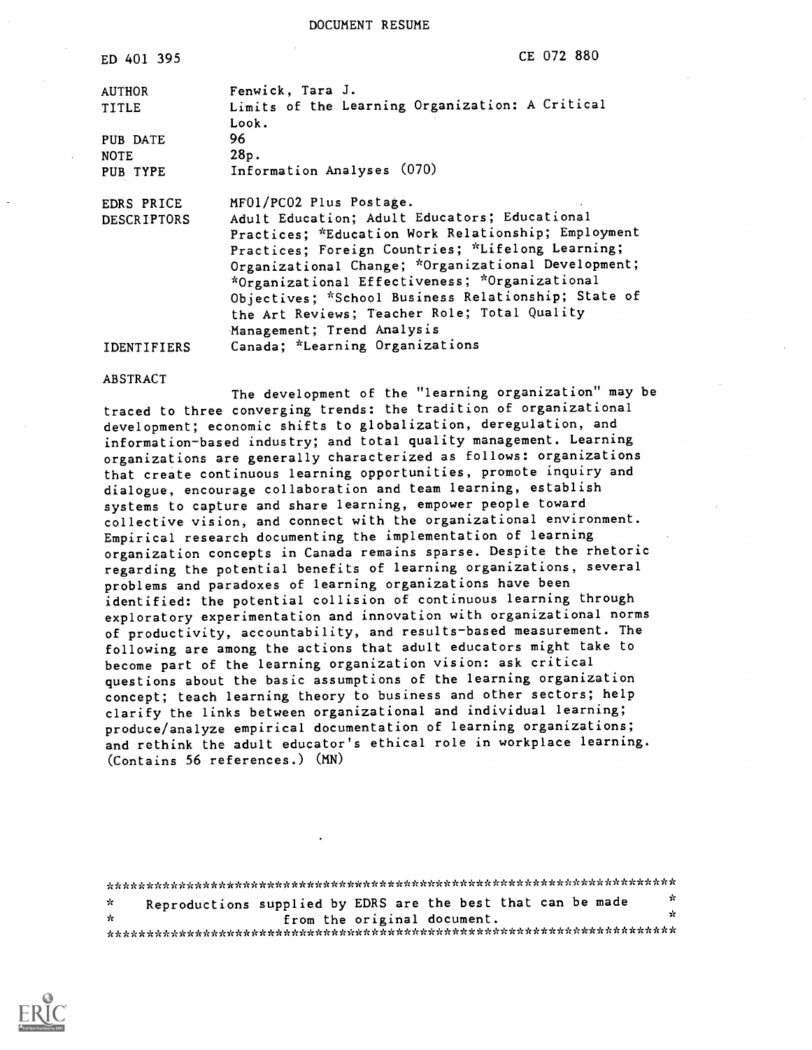DOCUMENT RESUME

| | |
|---|---|
| ED 401 395 | CE 072 880 |
| AUTHOR | Fenwick, Tara J. |
| TITLE | Limits of the Learning Organization: A Critical Look. |
| PUB DATE | 96 |
| NOTE | 28p. |
| PUB TYPE | Information Analyses (070) |
| EDRS PRICE | MF01/PC02 Plus Postage. |
| DESCRIPTORS | Adult Education; Adult Educators; Educational Practices; *Education Work Relationship; Employment Practices; Foreign Countries; *Lifelong Learning; Organizational Change; *Organizational Development; *Organizational Effectiveness; *Organizational Objectives; *School Business Relationship; State of the Art Reviews; Teacher Role; Total Quality Management; Trend Analysis |
| IDENTIFIERS | Canada; *Learning Organizations |

ABSTRACT

The development of the "learning organization" may be traced to three converging trends: the tradition of organizational development; economic shifts to globalization, deregulation, and information-based industry; and total quality management. Learning organizations are generally characterized as follows: organizations that create continuous learning opportunities, promote inquiry and dialogue, encourage collaboration and team learning, establish systems to capture and share learning, empower people toward collective vision, and connect with the organizational environment. Empirical research documenting the implementation of learning organization concepts in Canada remains sparse. Despite the rhetoric regarding the potential benefits of learning organizations, several problems and paradoxes of learning organizations have been identified: the potential collision of continuous learning through exploratory experimentation and innovation with organizational norms of productivity, accountability, and results-based measurement. The following are among the actions that adult educators might take to become part of the learning organization vision: ask critical questions about the basic assumptions of the learning organization concept; teach learning theory to business and other sectors; help clarify the links between organizational and individual learning; produce/analyze empirical documentation of learning organizations; and rethink the adult educator's ethical role in workplace learning. (Contains 56 references.) (MN)

***********************************************************************
* Reproductions supplied by EDRS are the best that can be made *
* from the original document. *
***********************************************************************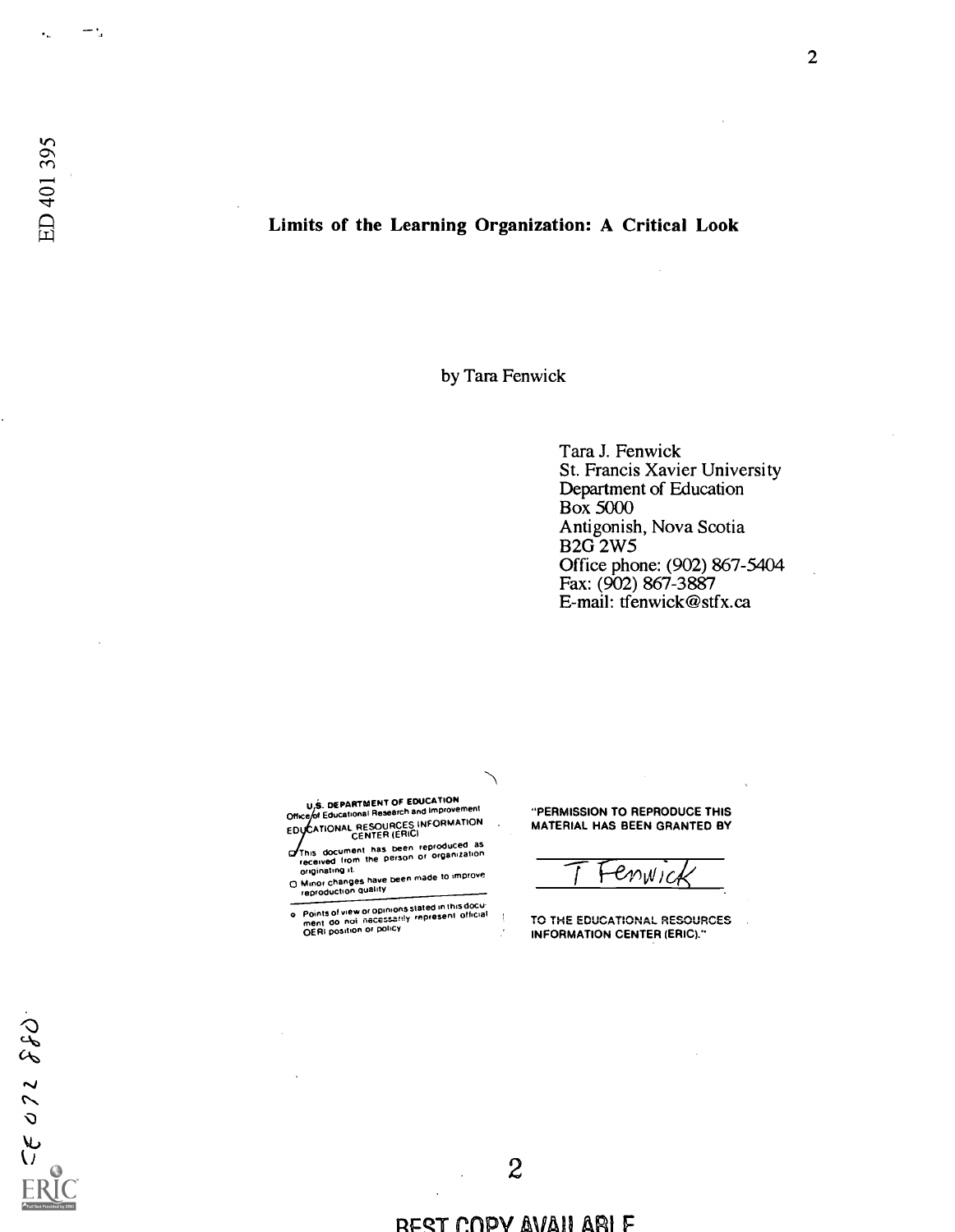ED 401 395

# Limits of the Learning Organization: A Critical Look

by Tara Fenwick

Tara J. Fenwick
St. Francis Xavier University
Department of Education
Box 5000
Antigonish, Nova Scotia
B2G 2W5
Office phone: (902) 867-5404
Fax: (902) 867-3887
E-mail: tfenwick@stfx.ca

U.S. DEPARTMENT OF EDUCATION
Office of Educational Research and Improvement
EDUCATIONAL RESOURCES INFORMATION CENTER (ERIC)

This document has been reproduced as received from the person or organization originating it.

Minor changes have been made to improve reproduction quality

Points of view or opinions stated in this document do not necessarily represent official OERI position or policy

"PERMISSION TO REPRODUCE THIS MATERIAL HAS BEEN GRANTED BY

T Fenwick

TO THE EDUCATIONAL RESOURCES INFORMATION CENTER (ERIC)."

CE 072 880

BEST COPY AVAILABLE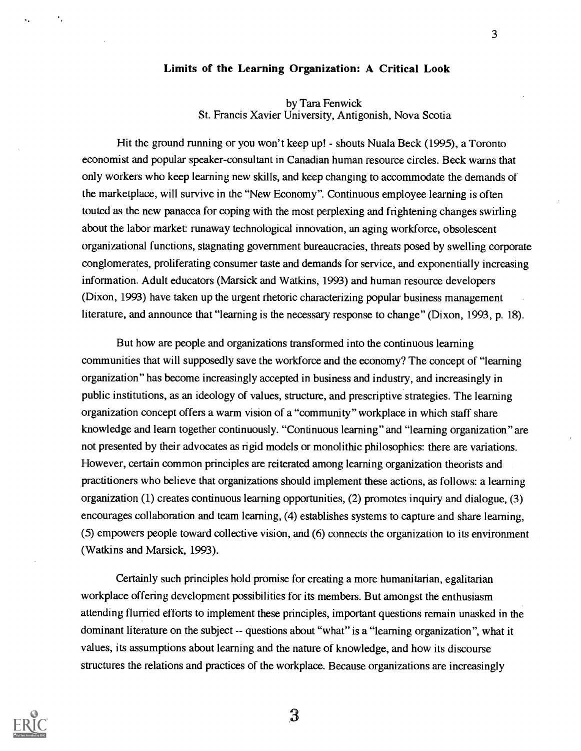## Limits of the Learning Organization: A Critical Look

by Tara Fenwick
St. Francis Xavier University, Antigonish, Nova Scotia

Hit the ground running or you won't keep up! - shouts Nuala Beck (1995), a Toronto economist and popular speaker-consultant in Canadian human resource circles. Beck warns that only workers who keep learning new skills, and keep changing to accommodate the demands of the marketplace, will survive in the "New Economy". Continuous employee learning is often touted as the new panacea for coping with the most perplexing and frightening changes swirling about the labor market: runaway technological innovation, an aging workforce, obsolescent organizational functions, stagnating government bureaucracies, threats posed by swelling corporate conglomerates, proliferating consumer taste and demands for service, and exponentially increasing information. Adult educators (Marsick and Watkins, 1993) and human resource developers (Dixon, 1993) have taken up the urgent rhetoric characterizing popular business management literature, and announce that "learning is the necessary response to change" (Dixon, 1993, p. 18).

But how are people and organizations transformed into the continuous learning communities that will supposedly save the workforce and the economy? The concept of "learning organization" has become increasingly accepted in business and industry, and increasingly in public institutions, as an ideology of values, structure, and prescriptive strategies. The learning organization concept offers a warm vision of a "community" workplace in which staff share knowledge and learn together continuously. "Continuous learning" and "learning organization" are not presented by their advocates as rigid models or monolithic philosophies: there are variations. However, certain common principles are reiterated among learning organization theorists and practitioners who believe that organizations should implement these actions, as follows: a learning organization (1) creates continuous learning opportunities, (2) promotes inquiry and dialogue, (3) encourages collaboration and team learning, (4) establishes systems to capture and share learning, (5) empowers people toward collective vision, and (6) connects the organization to its environment (Watkins and Marsick, 1993).

Certainly such principles hold promise for creating a more humanitarian, egalitarian workplace offering development possibilities for its members. But amongst the enthusiasm attending flurried efforts to implement these principles, important questions remain unasked in the dominant literature on the subject -- questions about "what" is a "learning organization", what it values, its assumptions about learning and the nature of knowledge, and how its discourse structures the relations and practices of the workplace. Because organizations are increasingly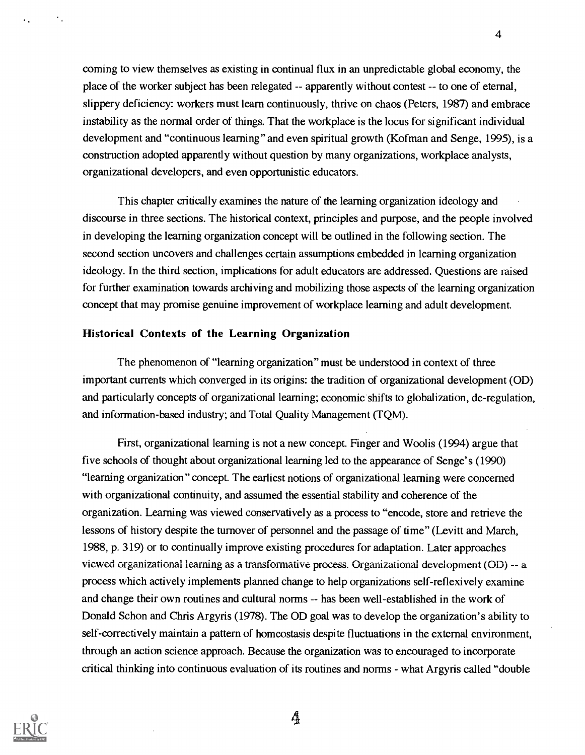coming to view themselves as existing in continual flux in an unpredictable global economy, the place of the worker subject has been relegated -- apparently without contest -- to one of eternal, slippery deficiency: workers must learn continuously, thrive on chaos (Peters, 1987) and embrace instability as the normal order of things. That the workplace is the locus for significant individual development and "continuous learning" and even spiritual growth (Kofman and Senge, 1995), is a construction adopted apparently without question by many organizations, workplace analysts, organizational developers, and even opportunistic educators.

This chapter critically examines the nature of the learning organization ideology and discourse in three sections. The historical context, principles and purpose, and the people involved in developing the learning organization concept will be outlined in the following section. The second section uncovers and challenges certain assumptions embedded in learning organization ideology. In the third section, implications for adult educators are addressed. Questions are raised for further examination towards archiving and mobilizing those aspects of the learning organization concept that may promise genuine improvement of workplace learning and adult development.

### Historical Contexts of the Learning Organization

The phenomenon of "learning organization" must be understood in context of three important currents which converged in its origins: the tradition of organizational development (OD) and particularly concepts of organizational learning; economic shifts to globalization, de-regulation, and information-based industry; and Total Quality Management (TQM).

First, organizational learning is not a new concept. Finger and Woolis (1994) argue that five schools of thought about organizational learning led to the appearance of Senge's (1990) "learning organization" concept. The earliest notions of organizational learning were concerned with organizational continuity, and assumed the essential stability and coherence of the organization. Learning was viewed conservatively as a process to "encode, store and retrieve the lessons of history despite the turnover of personnel and the passage of time" (Levitt and March, 1988, p. 319) or to continually improve existing procedures for adaptation. Later approaches viewed organizational learning as a transformative process. Organizational development (OD) -- a process which actively implements planned change to help organizations self-reflexively examine and change their own routines and cultural norms -- has been well-established in the work of Donald Schon and Chris Argyris (1978). The OD goal was to develop the organization's ability to self-correctively maintain a pattern of homeostasis despite fluctuations in the external environment, through an action science approach. Because the organization was to encouraged to incorporate critical thinking into continuous evaluation of its routines and norms - what Argyris called "double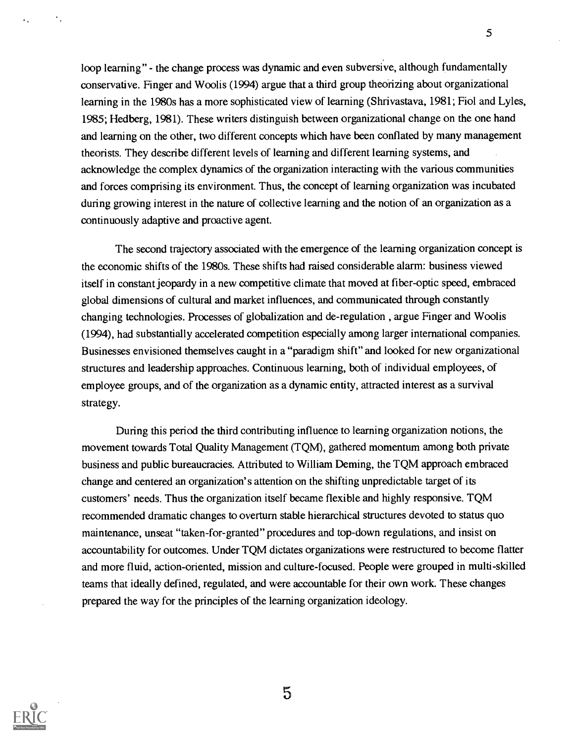loop learning" - the change process was dynamic and even subversive, although fundamentally conservative. Finger and Woolis (1994) argue that a third group theorizing about organizational learning in the 1980s has a more sophisticated view of learning (Shrivastava, 1981; Fiol and Lyles, 1985; Hedberg, 1981). These writers distinguish between organizational change on the one hand and learning on the other, two different concepts which have been conflated by many management theorists. They describe different levels of learning and different learning systems, and acknowledge the complex dynamics of the organization interacting with the various communities and forces comprising its environment. Thus, the concept of learning organization was incubated during growing interest in the nature of collective learning and the notion of an organization as a continuously adaptive and proactive agent.

The second trajectory associated with the emergence of the learning organization concept is the economic shifts of the 1980s. These shifts had raised considerable alarm: business viewed itself in constant jeopardy in a new competitive climate that moved at fiber-optic speed, embraced global dimensions of cultural and market influences, and communicated through constantly changing technologies. Processes of globalization and de-regulation , argue Finger and Woolis (1994), had substantially accelerated competition especially among larger international companies. Businesses envisioned themselves caught in a "paradigm shift" and looked for new organizational structures and leadership approaches. Continuous learning, both of individual employees, of employee groups, and of the organization as a dynamic entity, attracted interest as a survival strategy.

During this period the third contributing influence to learning organization notions, the movement towards Total Quality Management (TQM), gathered momentum among both private business and public bureaucracies. Attributed to William Deming, the TQM approach embraced change and centered an organization's attention on the shifting unpredictable target of its customers' needs. Thus the organization itself became flexible and highly responsive. TQM recommended dramatic changes to overturn stable hierarchical structures devoted to status quo maintenance, unseat "taken-for-granted" procedures and top-down regulations, and insist on accountability for outcomes. Under TQM dictates organizations were restructured to become flatter and more fluid, action-oriented, mission and culture-focused. People were grouped in multi-skilled teams that ideally defined, regulated, and were accountable for their own work. These changes prepared the way for the principles of the learning organization ideology.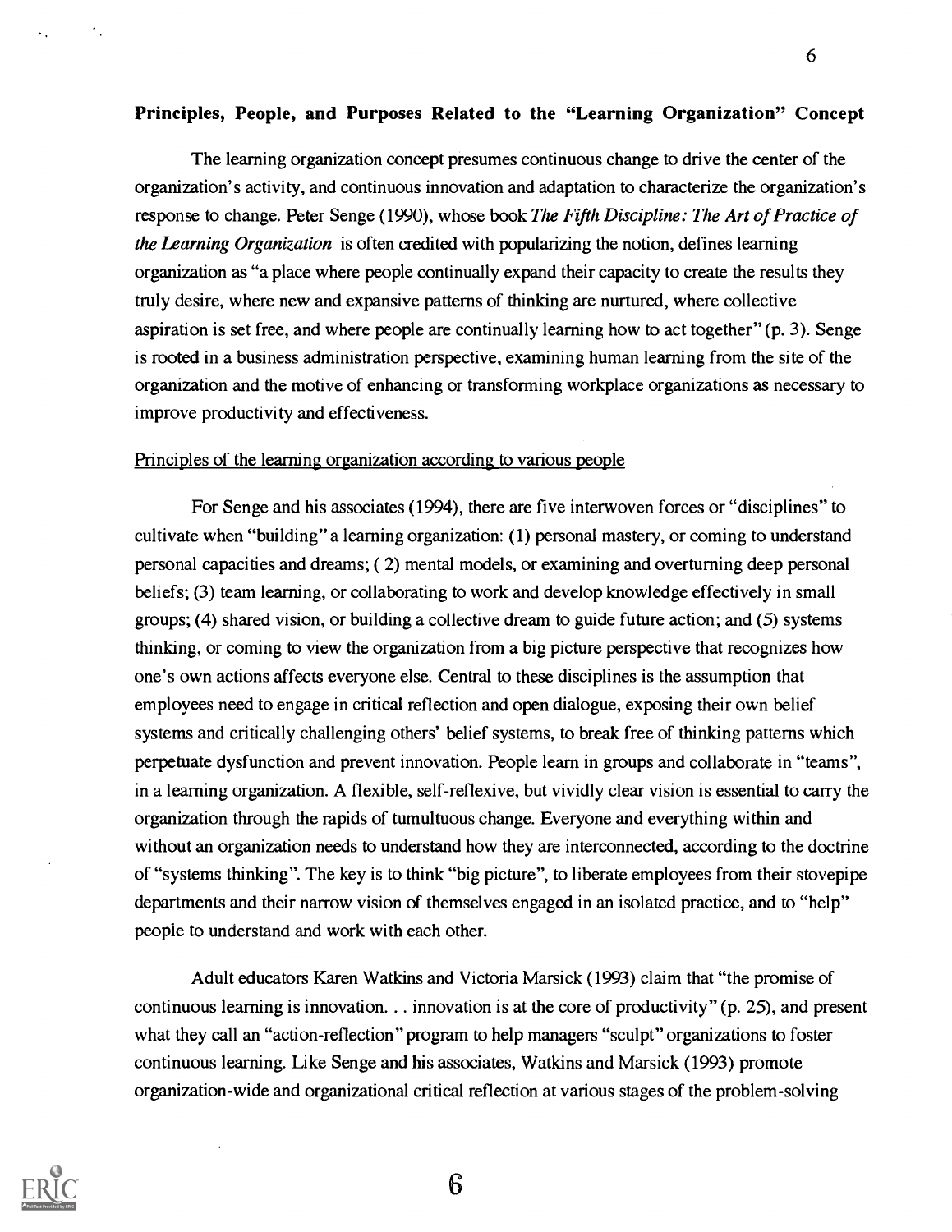## Principles, People, and Purposes Related to the "Learning Organization" Concept

The learning organization concept presumes continuous change to drive the center of the organization's activity, and continuous innovation and adaptation to characterize the organization's response to change. Peter Senge (1990), whose book *The Fifth Discipline: The Art of Practice of the Learning Organization* is often credited with popularizing the notion, defines learning organization as "a place where people continually expand their capacity to create the results they truly desire, where new and expansive patterns of thinking are nurtured, where collective aspiration is set free, and where people are continually learning how to act together" (p. 3). Senge is rooted in a business administration perspective, examining human learning from the site of the organization and the motive of enhancing or transforming workplace organizations as necessary to improve productivity and effectiveness.

### Principles of the learning organization according to various people

For Senge and his associates (1994), there are five interwoven forces or "disciplines" to cultivate when "building" a learning organization: (1) personal mastery, or coming to understand personal capacities and dreams; ( 2) mental models, or examining and overturning deep personal beliefs; (3) team learning, or collaborating to work and develop knowledge effectively in small groups; (4) shared vision, or building a collective dream to guide future action; and (5) systems thinking, or coming to view the organization from a big picture perspective that recognizes how one's own actions affects everyone else. Central to these disciplines is the assumption that employees need to engage in critical reflection and open dialogue, exposing their own belief systems and critically challenging others' belief systems, to break free of thinking patterns which perpetuate dysfunction and prevent innovation. People learn in groups and collaborate in "teams", in a learning organization. A flexible, self-reflexive, but vividly clear vision is essential to carry the organization through the rapids of tumultuous change. Everyone and everything within and without an organization needs to understand how they are interconnected, according to the doctrine of "systems thinking". The key is to think "big picture", to liberate employees from their stovepipe departments and their narrow vision of themselves engaged in an isolated practice, and to "help" people to understand and work with each other.

Adult educators Karen Watkins and Victoria Marsick (1993) claim that "the promise of continuous learning is innovation. . . innovation is at the core of productivity" (p. 25), and present what they call an "action-reflection" program to help managers "sculpt" organizations to foster continuous learning. Like Senge and his associates, Watkins and Marsick (1993) promote organization-wide and organizational critical reflection at various stages of the problem-solving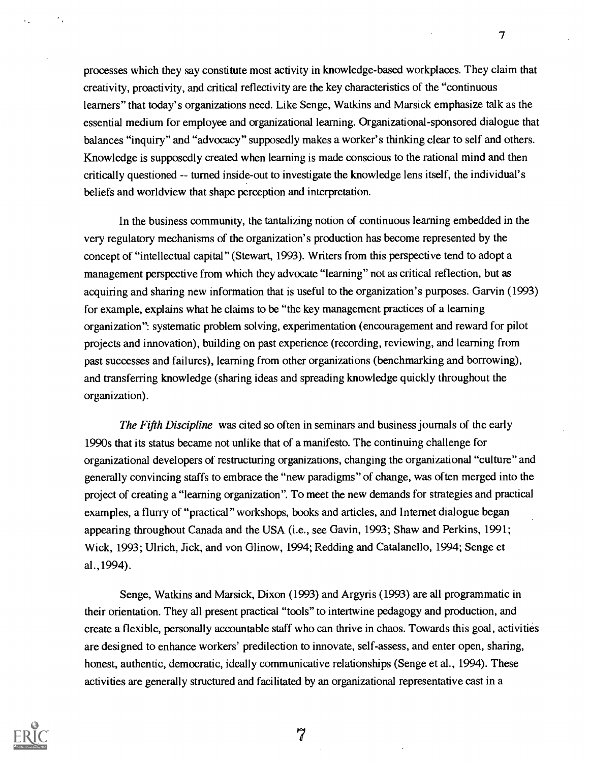processes which they say constitute most activity in knowledge-based workplaces. They claim that creativity, proactivity, and critical reflectivity are the key characteristics of the "continuous learners" that today's organizations need. Like Senge, Watkins and Marsick emphasize talk as the essential medium for employee and organizational learning. Organizational-sponsored dialogue that balances "inquiry" and "advocacy" supposedly makes a worker's thinking clear to self and others. Knowledge is supposedly created when learning is made conscious to the rational mind and then critically questioned -- turned inside-out to investigate the knowledge lens itself, the individual's beliefs and worldview that shape perception and interpretation.

In the business community, the tantalizing notion of continuous learning embedded in the very regulatory mechanisms of the organization's production has become represented by the concept of "intellectual capital" (Stewart, 1993). Writers from this perspective tend to adopt a management perspective from which they advocate "learning" not as critical reflection, but as acquiring and sharing new information that is useful to the organization's purposes. Garvin (1993) for example, explains what he claims to be "the key management practices of a learning organization": systematic problem solving, experimentation (encouragement and reward for pilot projects and innovation), building on past experience (recording, reviewing, and learning from past successes and failures), learning from other organizations (benchmarking and borrowing), and transferring knowledge (sharing ideas and spreading knowledge quickly throughout the organization).

*The Fifth Discipline* was cited so often in seminars and business journals of the early 1990s that its status became not unlike that of a manifesto. The continuing challenge for organizational developers of restructuring organizations, changing the organizational "culture" and generally convincing staffs to embrace the "new paradigms" of change, was often merged into the project of creating a "learning organization". To meet the new demands for strategies and practical examples, a flurry of "practical" workshops, books and articles, and Internet dialogue began appearing throughout Canada and the USA (i.e., see Gavin, 1993; Shaw and Perkins, 1991; Wick, 1993; Ulrich, Jick, and von Glinow, 1994; Redding and Catalanello, 1994; Senge et al.,1994).

Senge, Watkins and Marsick, Dixon (1993) and Argyris (1993) are all programmatic in their orientation. They all present practical "tools" to intertwine pedagogy and production, and create a flexible, personally accountable staff who can thrive in chaos. Towards this goal, activities are designed to enhance workers' predilection to innovate, self-assess, and enter open, sharing, honest, authentic, democratic, ideally communicative relationships (Senge et al., 1994). These activities are generally structured and facilitated by an organizational representative cast in a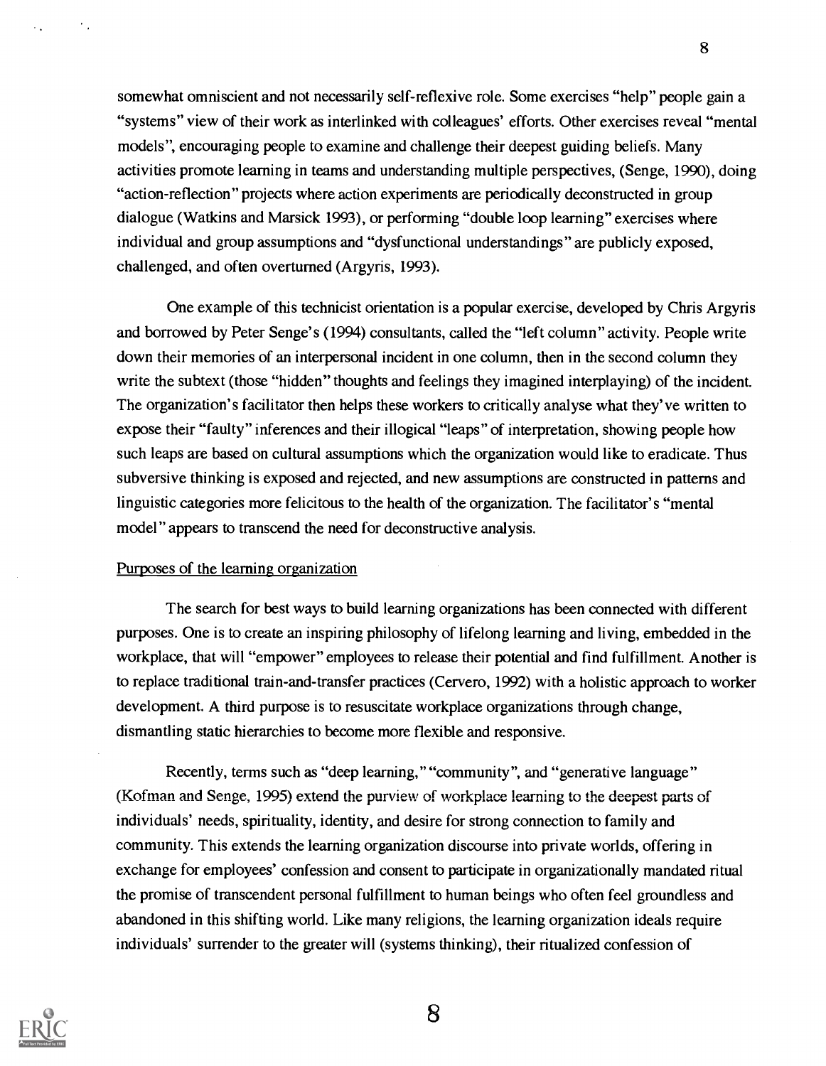somewhat omniscient and not necessarily self-reflexive role. Some exercises "help" people gain a "systems" view of their work as interlinked with colleagues' efforts. Other exercises reveal "mental models", encouraging people to examine and challenge their deepest guiding beliefs. Many activities promote learning in teams and understanding multiple perspectives, (Senge, 1990), doing "action-reflection" projects where action experiments are periodically deconstructed in group dialogue (Watkins and Marsick 1993), or performing "double loop learning" exercises where individual and group assumptions and "dysfunctional understandings" are publicly exposed, challenged, and often overturned (Argyris, 1993).

One example of this technicist orientation is a popular exercise, developed by Chris Argyris and borrowed by Peter Senge's (1994) consultants, called the "left column" activity. People write down their memories of an interpersonal incident in one column, then in the second column they write the subtext (those "hidden" thoughts and feelings they imagined interplaying) of the incident. The organization's facilitator then helps these workers to critically analyse what they've written to expose their "faulty" inferences and their illogical "leaps" of interpretation, showing people how such leaps are based on cultural assumptions which the organization would like to eradicate. Thus subversive thinking is exposed and rejected, and new assumptions are constructed in patterns and linguistic categories more felicitous to the health of the organization. The facilitator's "mental model" appears to transcend the need for deconstructive analysis.

Purposes of the learning organization

The search for best ways to build learning organizations has been connected with different purposes. One is to create an inspiring philosophy of lifelong learning and living, embedded in the workplace, that will "empower" employees to release their potential and find fulfillment. Another is to replace traditional train-and-transfer practices (Cervero, 1992) with a holistic approach to worker development. A third purpose is to resuscitate workplace organizations through change, dismantling static hierarchies to become more flexible and responsive.

Recently, terms such as "deep learning," "community", and "generative language" (Kofman and Senge, 1995) extend the purview of workplace learning to the deepest parts of individuals' needs, spirituality, identity, and desire for strong connection to family and community. This extends the learning organization discourse into private worlds, offering in exchange for employees' confession and consent to participate in organizationally mandated ritual the promise of transcendent personal fulfillment to human beings who often feel groundless and abandoned in this shifting world. Like many religions, the learning organization ideals require individuals' surrender to the greater will (systems thinking), their ritualized confession of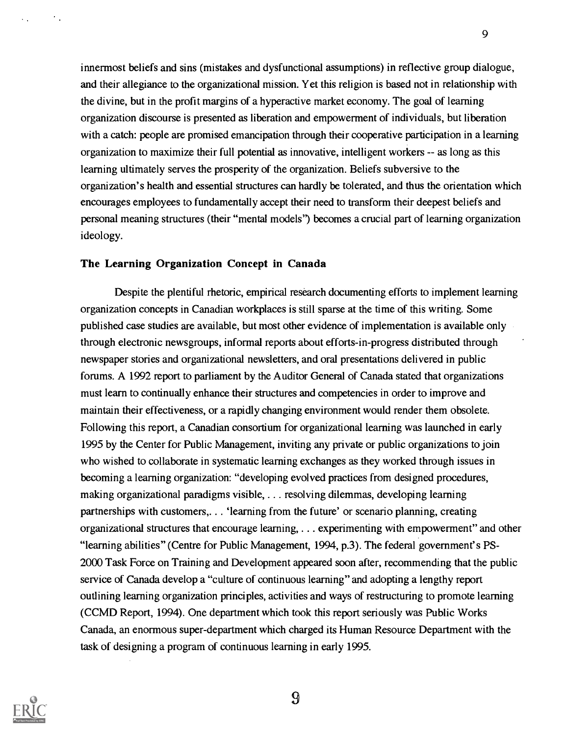innermost beliefs and sins (mistakes and dysfunctional assumptions) in reflective group dialogue, and their allegiance to the organizational mission. Yet this religion is based not in relationship with the divine, but in the profit margins of a hyperactive market economy. The goal of learning organization discourse is presented as liberation and empowerment of individuals, but liberation with a catch: people are promised emancipation through their cooperative participation in a learning organization to maximize their full potential as innovative, intelligent workers -- as long as this learning ultimately serves the prosperity of the organization. Beliefs subversive to the organization's health and essential structures can hardly be tolerated, and thus the orientation which encourages employees to fundamentally accept their need to transform their deepest beliefs and personal meaning structures (their "mental models") becomes a crucial part of learning organization ideology.

### The Learning Organization Concept in Canada

Despite the plentiful rhetoric, empirical research documenting efforts to implement learning organization concepts in Canadian workplaces is still sparse at the time of this writing. Some published case studies are available, but most other evidence of implementation is available only through electronic newsgroups, informal reports about efforts-in-progress distributed through newspaper stories and organizational newsletters, and oral presentations delivered in public forums. A 1992 report to parliament by the Auditor General of Canada stated that organizations must learn to continually enhance their structures and competencies in order to improve and maintain their effectiveness, or a rapidly changing environment would render them obsolete. Following this report, a Canadian consortium for organizational learning was launched in early 1995 by the Center for Public Management, inviting any private or public organizations to join who wished to collaborate in systematic learning exchanges as they worked through issues in becoming a learning organization: "developing evolved practices from designed procedures, making organizational paradigms visible, . . . resolving dilemmas, developing learning partnerships with customers,. . . 'learning from the future' or scenario planning, creating organizational structures that encourage learning, . . . experimenting with empowerment" and other "learning abilities" (Centre for Public Management, 1994, p.3). The federal government's PS-2000 Task Force on Training and Development appeared soon after, recommending that the public service of Canada develop a "culture of continuous learning" and adopting a lengthy report outlining learning organization principles, activities and ways of restructuring to promote learning (CCMD Report, 1994). One department which took this report seriously was Public Works Canada, an enormous super-department which charged its Human Resource Department with the task of designing a program of continuous learning in early 1995.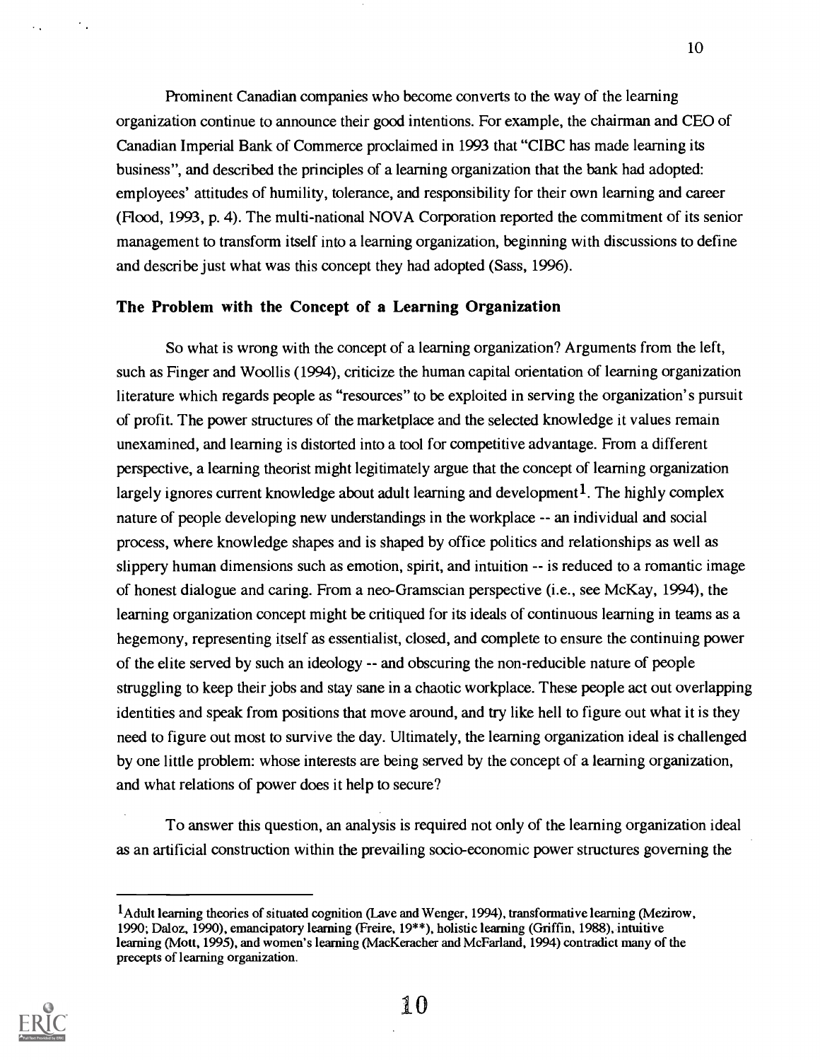Prominent Canadian companies who become converts to the way of the learning organization continue to announce their good intentions. For example, the chairman and CEO of Canadian Imperial Bank of Commerce proclaimed in 1993 that "CIBC has made learning its business", and described the principles of a learning organization that the bank had adopted: employees' attitudes of humility, tolerance, and responsibility for their own learning and career (Flood, 1993, p. 4). The multi-national NOVA Corporation reported the commitment of its senior management to transform itself into a learning organization, beginning with discussions to define and describe just what was this concept they had adopted (Sass, 1996).

### The Problem with the Concept of a Learning Organization

So what is wrong with the concept of a learning organization? Arguments from the left, such as Finger and Woollis (1994), criticize the human capital orientation of learning organization literature which regards people as "resources" to be exploited in serving the organization's pursuit of profit. The power structures of the marketplace and the selected knowledge it values remain unexamined, and learning is distorted into a tool for competitive advantage. From a different perspective, a learning theorist might legitimately argue that the concept of learning organization largely ignores current knowledge about adult learning and development[1]. The highly complex nature of people developing new understandings in the workplace -- an individual and social process, where knowledge shapes and is shaped by office politics and relationships as well as slippery human dimensions such as emotion, spirit, and intuition -- is reduced to a romantic image of honest dialogue and caring. From a neo-Gramscian perspective (i.e., see McKay, 1994), the learning organization concept might be critiqued for its ideals of continuous learning in teams as a hegemony, representing itself as essentialist, closed, and complete to ensure the continuing power of the elite served by such an ideology -- and obscuring the non-reducible nature of people struggling to keep their jobs and stay sane in a chaotic workplace. These people act out overlapping identities and speak from positions that move around, and try like hell to figure out what it is they need to figure out most to survive the day. Ultimately, the learning organization ideal is challenged by one little problem: whose interests are being served by the concept of a learning organization, and what relations of power does it help to secure?

To answer this question, an analysis is required not only of the learning organization ideal as an artificial construction within the prevailing socio-economic power structures governing the

---

[1]Adult learning theories of situated cognition (Lave and Wenger, 1994), transformative learning (Mezirow, 1990; Daloz, 1990), emancipatory learning (Freire, 19**), holistic learning (Griffin, 1988), intuitive learning (Mott, 1995), and women's learning (MacKeracher and McFarland, 1994) contradict many of the precepts of learning organization.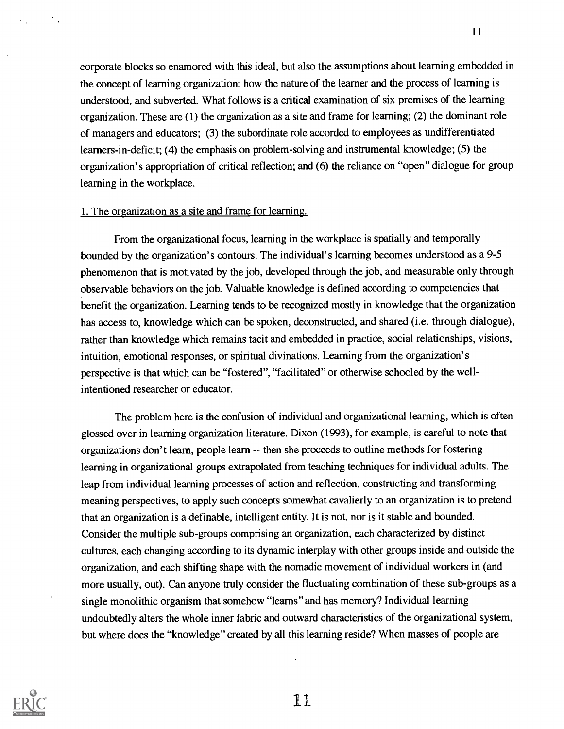corporate blocks so enamored with this ideal, but also the assumptions about learning embedded in the concept of learning organization: how the nature of the learner and the process of learning is understood, and subverted. What follows is a critical examination of six premises of the learning organization. These are (1) the organization as a site and frame for learning; (2) the dominant role of managers and educators; (3) the subordinate role accorded to employees as undifferentiated learners-in-deficit; (4) the emphasis on problem-solving and instrumental knowledge; (5) the organization's appropriation of critical reflection; and (6) the reliance on "open" dialogue for group learning in the workplace.

1. The organization as a site and frame for learning.

From the organizational focus, learning in the workplace is spatially and temporally bounded by the organization's contours. The individual's learning becomes understood as a 9-5 phenomenon that is motivated by the job, developed through the job, and measurable only through observable behaviors on the job. Valuable knowledge is defined according to competencies that benefit the organization. Learning tends to be recognized mostly in knowledge that the organization has access to, knowledge which can be spoken, deconstructed, and shared (i.e. through dialogue), rather than knowledge which remains tacit and embedded in practice, social relationships, visions, intuition, emotional responses, or spiritual divinations. Learning from the organization's perspective is that which can be "fostered", "facilitated" or otherwise schooled by the well-intentioned researcher or educator.

The problem here is the confusion of individual and organizational learning, which is often glossed over in learning organization literature. Dixon (1993), for example, is careful to note that organizations don't learn, people learn -- then she proceeds to outline methods for fostering learning in organizational groups extrapolated from teaching techniques for individual adults. The leap from individual learning processes of action and reflection, constructing and transforming meaning perspectives, to apply such concepts somewhat cavalierly to an organization is to pretend that an organization is a definable, intelligent entity. It is not, nor is it stable and bounded. Consider the multiple sub-groups comprising an organization, each characterized by distinct cultures, each changing according to its dynamic interplay with other groups inside and outside the organization, and each shifting shape with the nomadic movement of individual workers in (and more usually, out). Can anyone truly consider the fluctuating combination of these sub-groups as a single monolithic organism that somehow "learns" and has memory? Individual learning undoubtedly alters the whole inner fabric and outward characteristics of the organizational system, but where does the "knowledge" created by all this learning reside? When masses of people are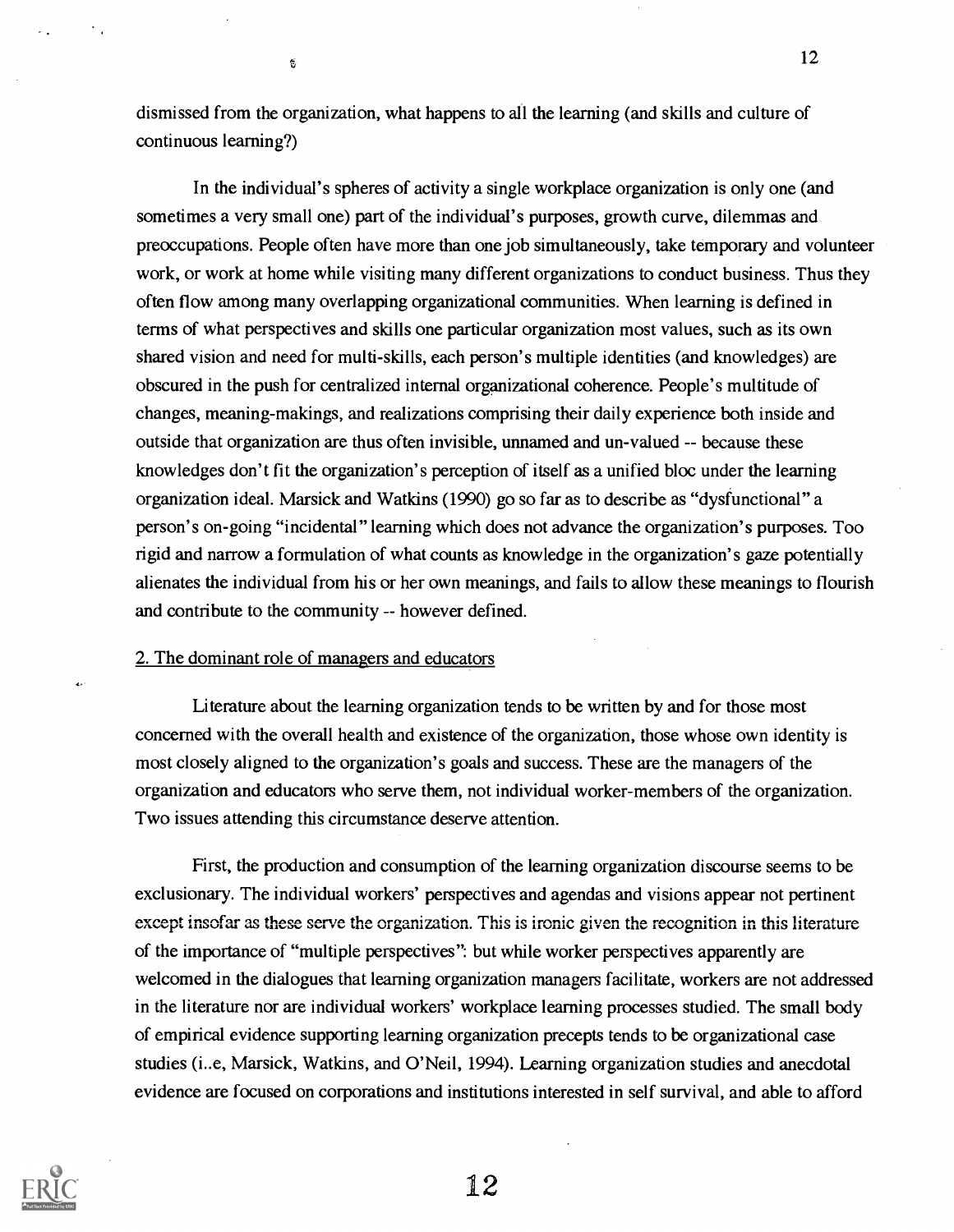dismissed from the organization, what happens to all the learning (and skills and culture of continuous learning?)

In the individual's spheres of activity a single workplace organization is only one (and sometimes a very small one) part of the individual's purposes, growth curve, dilemmas and preoccupations. People often have more than one job simultaneously, take temporary and volunteer work, or work at home while visiting many different organizations to conduct business. Thus they often flow among many overlapping organizational communities. When learning is defined in terms of what perspectives and skills one particular organization most values, such as its own shared vision and need for multi-skills, each person's multiple identities (and knowledges) are obscured in the push for centralized internal organizational coherence. People's multitude of changes, meaning-makings, and realizations comprising their daily experience both inside and outside that organization are thus often invisible, unnamed and un-valued -- because these knowledges don't fit the organization's perception of itself as a unified bloc under the learning organization ideal. Marsick and Watkins (1990) go so far as to describe as "dysfunctional" a person's on-going "incidental" learning which does not advance the organization's purposes. Too rigid and narrow a formulation of what counts as knowledge in the organization's gaze potentially alienates the individual from his or her own meanings, and fails to allow these meanings to flourish and contribute to the community -- however defined.

2. The dominant role of managers and educators

Literature about the learning organization tends to be written by and for those most concerned with the overall health and existence of the organization, those whose own identity is most closely aligned to the organization's goals and success. These are the managers of the organization and educators who serve them, not individual worker-members of the organization. Two issues attending this circumstance deserve attention.

First, the production and consumption of the learning organization discourse seems to be exclusionary. The individual workers' perspectives and agendas and visions appear not pertinent except insofar as these serve the organization. This is ironic given the recognition in this literature of the importance of "multiple perspectives": but while worker perspectives apparently are welcomed in the dialogues that learning organization managers facilitate, workers are not addressed in the literature nor are individual workers' workplace learning processes studied. The small body of empirical evidence supporting learning organization precepts tends to be organizational case studies (i..e, Marsick, Watkins, and O'Neil, 1994). Learning organization studies and anecdotal evidence are focused on corporations and institutions interested in self survival, and able to afford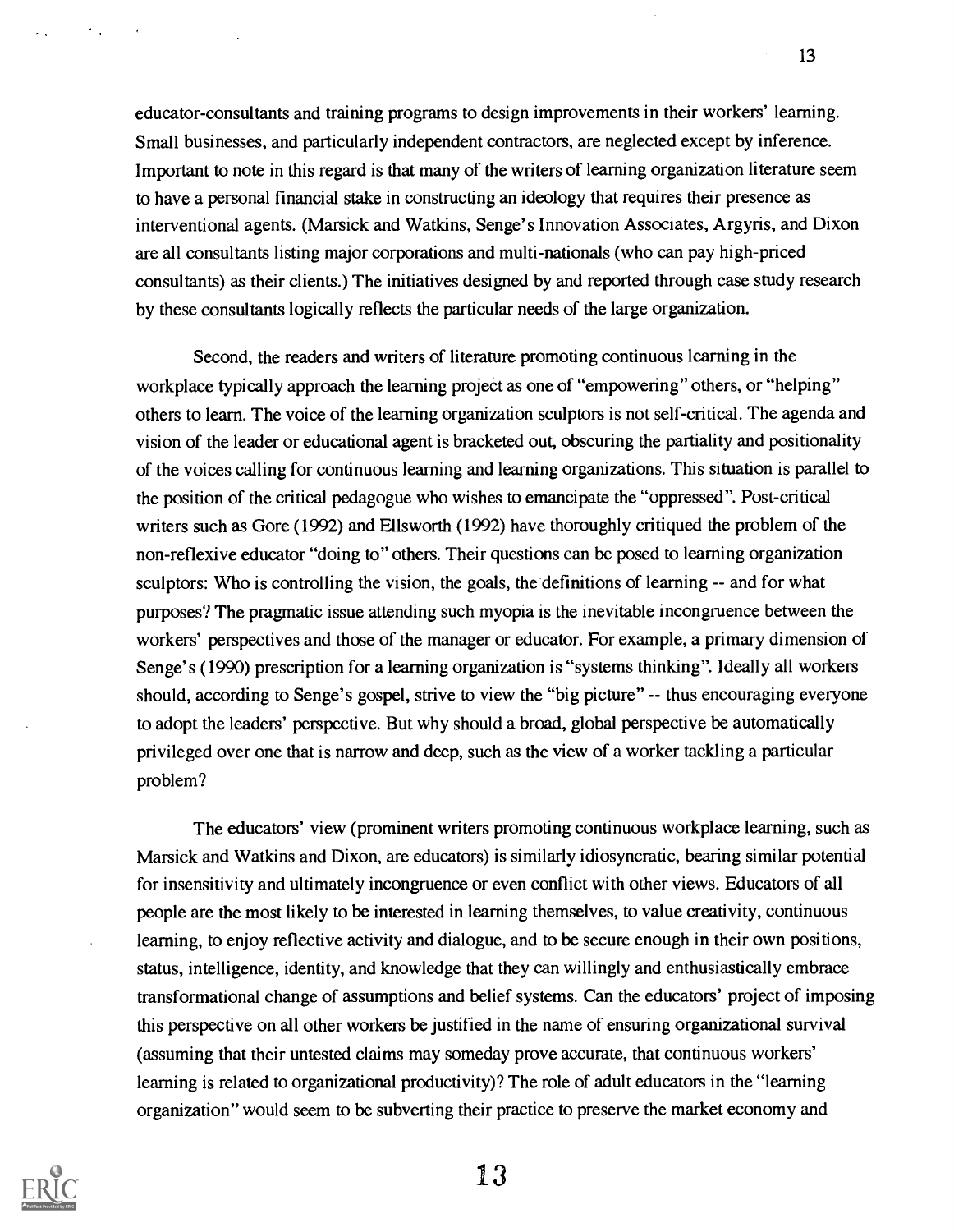educator-consultants and training programs to design improvements in their workers' learning. Small businesses, and particularly independent contractors, are neglected except by inference. Important to note in this regard is that many of the writers of learning organization literature seem to have a personal financial stake in constructing an ideology that requires their presence as interventional agents. (Marsick and Watkins, Senge's Innovation Associates, Argyris, and Dixon are all consultants listing major corporations and multi-nationals (who can pay high-priced consultants) as their clients.) The initiatives designed by and reported through case study research by these consultants logically reflects the particular needs of the large organization.

Second, the readers and writers of literature promoting continuous learning in the workplace typically approach the learning project as one of "empowering" others, or "helping" others to learn. The voice of the learning organization sculptors is not self-critical. The agenda and vision of the leader or educational agent is bracketed out, obscuring the partiality and positionality of the voices calling for continuous learning and learning organizations. This situation is parallel to the position of the critical pedagogue who wishes to emancipate the "oppressed". Post-critical writers such as Gore (1992) and Ellsworth (1992) have thoroughly critiqued the problem of the non-reflexive educator "doing to" others. Their questions can be posed to learning organization sculptors: Who is controlling the vision, the goals, the definitions of learning -- and for what purposes? The pragmatic issue attending such myopia is the inevitable incongruence between the workers' perspectives and those of the manager or educator. For example, a primary dimension of Senge's (1990) prescription for a learning organization is "systems thinking". Ideally all workers should, according to Senge's gospel, strive to view the "big picture" -- thus encouraging everyone to adopt the leaders' perspective. But why should a broad, global perspective be automatically privileged over one that is narrow and deep, such as the view of a worker tackling a particular problem?

The educators' view (prominent writers promoting continuous workplace learning, such as Marsick and Watkins and Dixon, are educators) is similarly idiosyncratic, bearing similar potential for insensitivity and ultimately incongruence or even conflict with other views. Educators of all people are the most likely to be interested in learning themselves, to value creativity, continuous learning, to enjoy reflective activity and dialogue, and to be secure enough in their own positions, status, intelligence, identity, and knowledge that they can willingly and enthusiastically embrace transformational change of assumptions and belief systems. Can the educators' project of imposing this perspective on all other workers be justified in the name of ensuring organizational survival (assuming that their untested claims may someday prove accurate, that continuous workers' learning is related to organizational productivity)? The role of adult educators in the "learning organization" would seem to be subverting their practice to preserve the market economy and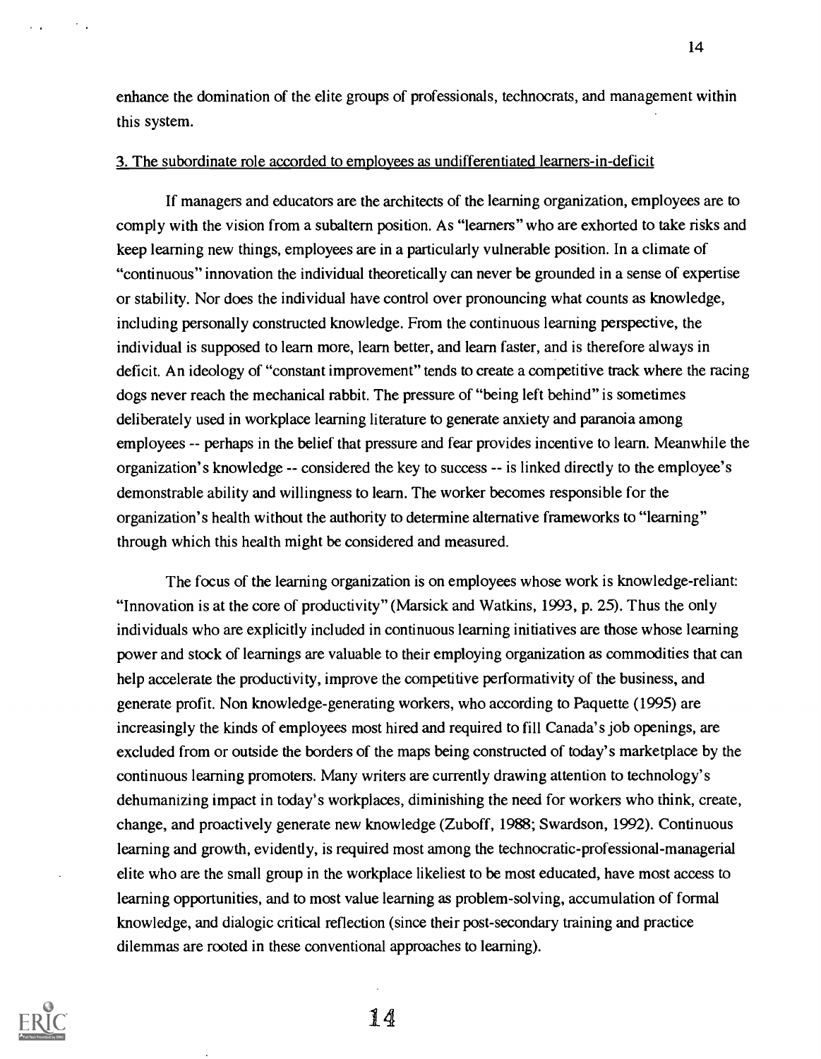enhance the domination of the elite groups of professionals, technocrats, and management within this system.

### 3. The subordinate role accorded to employees as undifferentiated learners-in-deficit

If managers and educators are the architects of the learning organization, employees are to comply with the vision from a subaltern position. As "learners" who are exhorted to take risks and keep learning new things, employees are in a particularly vulnerable position. In a climate of "continuous" innovation the individual theoretically can never be grounded in a sense of expertise or stability. Nor does the individual have control over pronouncing what counts as knowledge, including personally constructed knowledge. From the continuous learning perspective, the individual is supposed to learn more, learn better, and learn faster, and is therefore always in deficit. An ideology of "constant improvement" tends to create a competitive track where the racing dogs never reach the mechanical rabbit. The pressure of "being left behind" is sometimes deliberately used in workplace learning literature to generate anxiety and paranoia among employees -- perhaps in the belief that pressure and fear provides incentive to learn. Meanwhile the organization's knowledge -- considered the key to success -- is linked directly to the employee's demonstrable ability and willingness to learn. The worker becomes responsible for the organization's health without the authority to determine alternative frameworks to "learning" through which this health might be considered and measured.

The focus of the learning organization is on employees whose work is knowledge-reliant: "Innovation is at the core of productivity" (Marsick and Watkins, 1993, p. 25). Thus the only individuals who are explicitly included in continuous learning initiatives are those whose learning power and stock of learnings are valuable to their employing organization as commodities that can help accelerate the productivity, improve the competitive performativity of the business, and generate profit. Non knowledge-generating workers, who according to Paquette (1995) are increasingly the kinds of employees most hired and required to fill Canada's job openings, are excluded from or outside the borders of the maps being constructed of today's marketplace by the continuous learning promoters. Many writers are currently drawing attention to technology's dehumanizing impact in today's workplaces, diminishing the need for workers who think, create, change, and proactively generate new knowledge (Zuboff, 1988; Swardson, 1992). Continuous learning and growth, evidently, is required most among the technocratic-professional-managerial elite who are the small group in the workplace likeliest to be most educated, have most access to learning opportunities, and to most value learning as problem-solving, accumulation of formal knowledge, and dialogic critical reflection (since their post-secondary training and practice dilemmas are rooted in these conventional approaches to learning).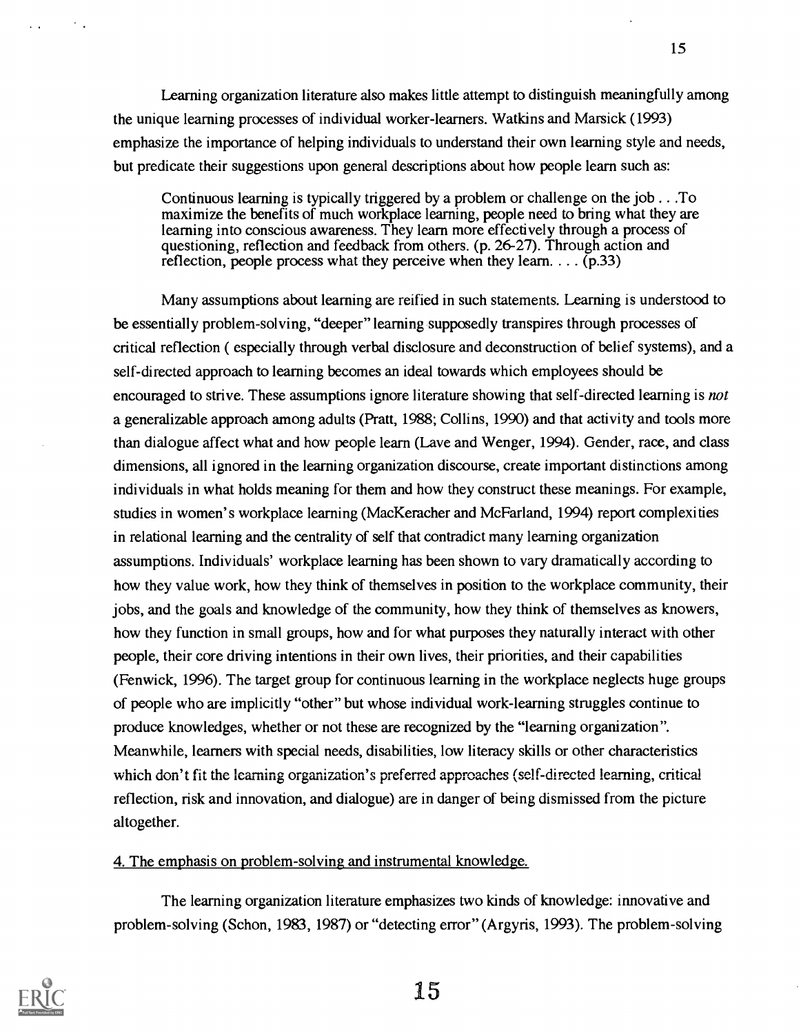Learning organization literature also makes little attempt to distinguish meaningfully among the unique learning processes of individual worker-learners. Watkins and Marsick (1993) emphasize the importance of helping individuals to understand their own learning style and needs, but predicate their suggestions upon general descriptions about how people learn such as:

> Continuous learning is typically triggered by a problem or challenge on the job . . .To maximize the benefits of much workplace learning, people need to bring what they are learning into conscious awareness. They learn more effectively through a process of questioning, reflection and feedback from others. (p. 26-27). Through action and reflection, people process what they perceive when they learn. . . . (p.33)

Many assumptions about learning are reified in such statements. Learning is understood to be essentially problem-solving, "deeper" learning supposedly transpires through processes of critical reflection ( especially through verbal disclosure and deconstruction of belief systems), and a self-directed approach to learning becomes an ideal towards which employees should be encouraged to strive. These assumptions ignore literature showing that self-directed learning is *not* a generalizable approach among adults (Pratt, 1988; Collins, 1990) and that activity and tools more than dialogue affect what and how people learn (Lave and Wenger, 1994). Gender, race, and class dimensions, all ignored in the learning organization discourse, create important distinctions among individuals in what holds meaning for them and how they construct these meanings. For example, studies in women's workplace learning (MacKeracher and McFarland, 1994) report complexities in relational learning and the centrality of self that contradict many learning organization assumptions. Individuals' workplace learning has been shown to vary dramatically according to how they value work, how they think of themselves in position to the workplace community, their jobs, and the goals and knowledge of the community, how they think of themselves as knowers, how they function in small groups, how and for what purposes they naturally interact with other people, their core driving intentions in their own lives, their priorities, and their capabilities (Fenwick, 1996). The target group for continuous learning in the workplace neglects huge groups of people who are implicitly "other" but whose individual work-learning struggles continue to produce knowledges, whether or not these are recognized by the "learning organization". Meanwhile, learners with special needs, disabilities, low literacy skills or other characteristics which don't fit the learning organization's preferred approaches (self-directed learning, critical reflection, risk and innovation, and dialogue) are in danger of being dismissed from the picture altogether.

4. The emphasis on problem-solving and instrumental knowledge.

The learning organization literature emphasizes two kinds of knowledge: innovative and problem-solving (Schon, 1983, 1987) or "detecting error" (Argyris, 1993). The problem-solving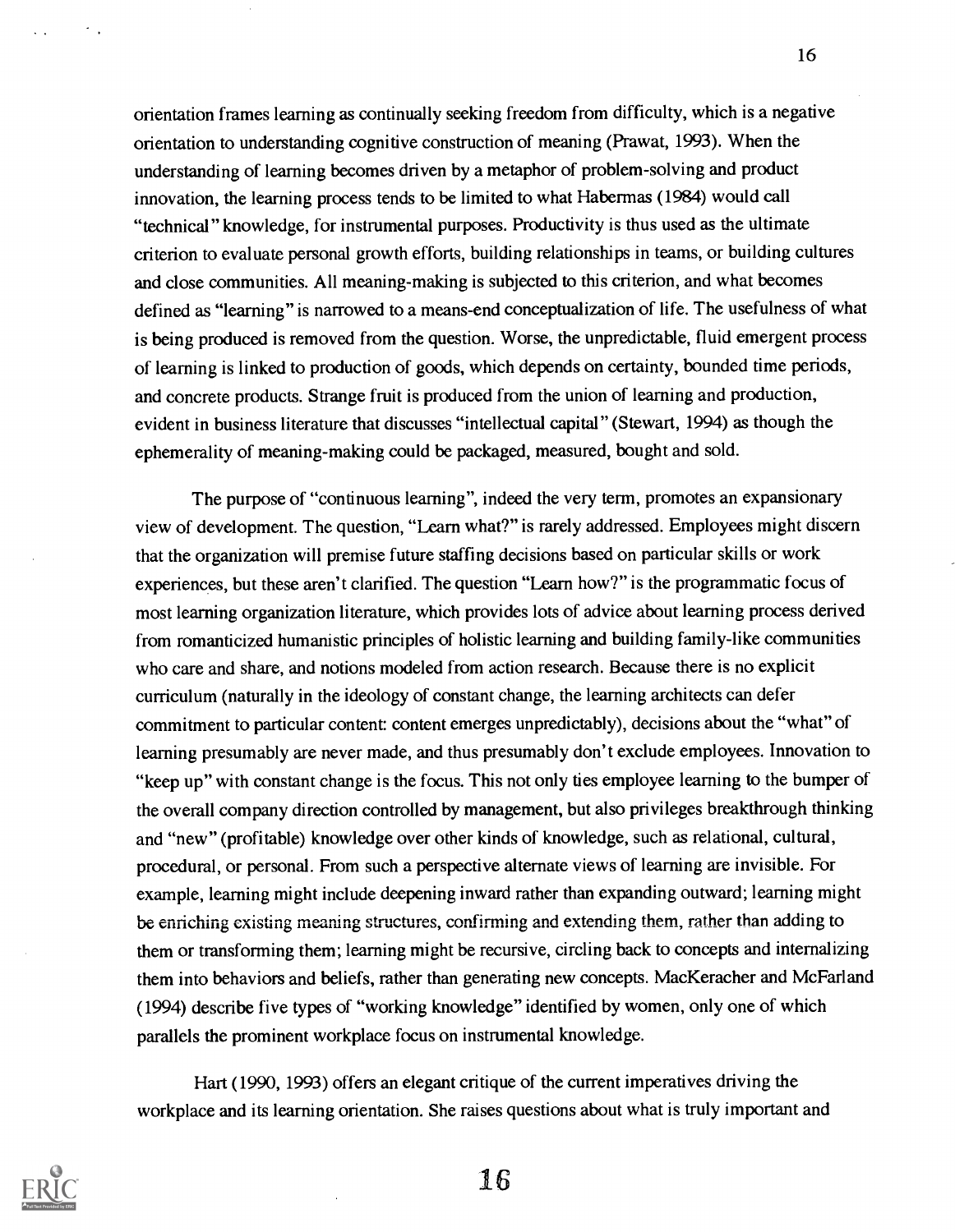orientation frames learning as continually seeking freedom from difficulty, which is a negative orientation to understanding cognitive construction of meaning (Prawat, 1993). When the understanding of learning becomes driven by a metaphor of problem-solving and product innovation, the learning process tends to be limited to what Habermas (1984) would call "technical" knowledge, for instrumental purposes. Productivity is thus used as the ultimate criterion to evaluate personal growth efforts, building relationships in teams, or building cultures and close communities. All meaning-making is subjected to this criterion, and what becomes defined as "learning" is narrowed to a means-end conceptualization of life. The usefulness of what is being produced is removed from the question. Worse, the unpredictable, fluid emergent process of learning is linked to production of goods, which depends on certainty, bounded time periods, and concrete products. Strange fruit is produced from the union of learning and production, evident in business literature that discusses "intellectual capital" (Stewart, 1994) as though the ephemerality of meaning-making could be packaged, measured, bought and sold.

The purpose of "continuous learning", indeed the very term, promotes an expansionary view of development. The question, "Learn what?" is rarely addressed. Employees might discern that the organization will premise future staffing decisions based on particular skills or work experiences, but these aren't clarified. The question "Learn how?" is the programmatic focus of most learning organization literature, which provides lots of advice about learning process derived from romanticized humanistic principles of holistic learning and building family-like communities who care and share, and notions modeled from action research. Because there is no explicit curriculum (naturally in the ideology of constant change, the learning architects can defer commitment to particular content: content emerges unpredictably), decisions about the "what" of learning presumably are never made, and thus presumably don't exclude employees. Innovation to "keep up" with constant change is the focus. This not only ties employee learning to the bumper of the overall company direction controlled by management, but also privileges breakthrough thinking and "new" (profitable) knowledge over other kinds of knowledge, such as relational, cultural, procedural, or personal. From such a perspective alternate views of learning are invisible. For example, learning might include deepening inward rather than expanding outward; learning might be enriching existing meaning structures, confirming and extending them, rather than adding to them or transforming them; learning might be recursive, circling back to concepts and internalizing them into behaviors and beliefs, rather than generating new concepts. MacKeracher and McFarland (1994) describe five types of "working knowledge" identified by women, only one of which parallels the prominent workplace focus on instrumental knowledge.

Hart (1990, 1993) offers an elegant critique of the current imperatives driving the workplace and its learning orientation. She raises questions about what is truly important and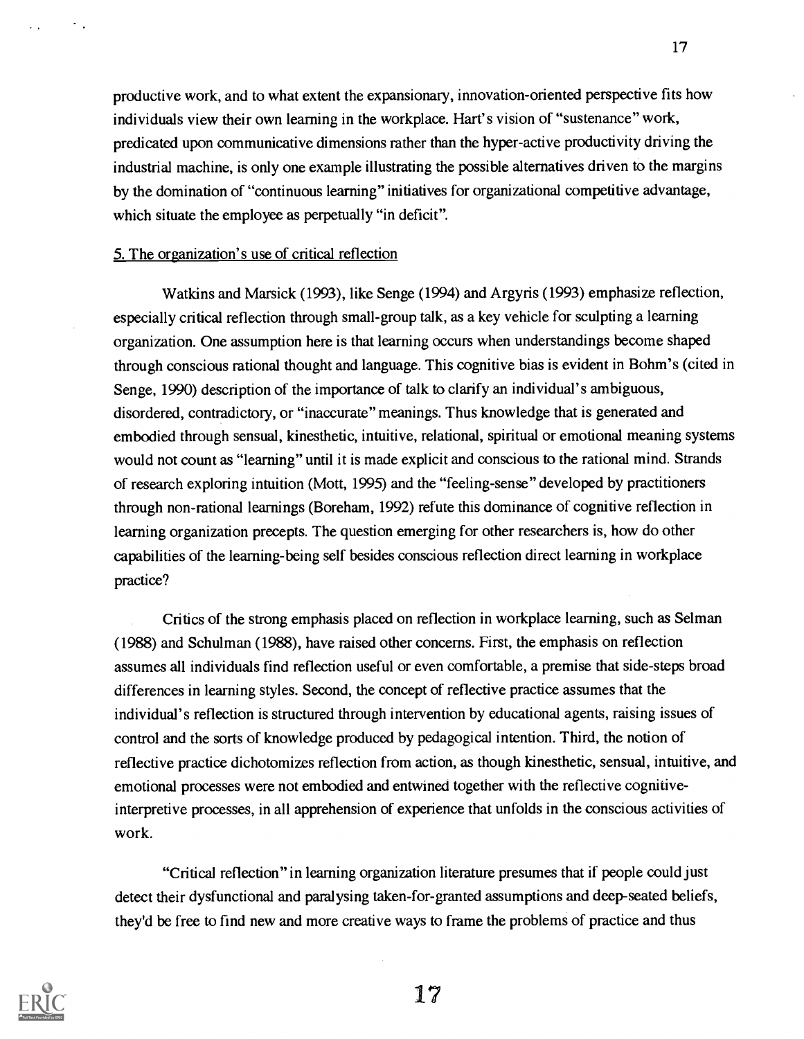productive work, and to what extent the expansionary, innovation-oriented perspective fits how individuals view their own learning in the workplace. Hart's vision of "sustenance" work, predicated upon communicative dimensions rather than the hyper-active productivity driving the industrial machine, is only one example illustrating the possible alternatives driven to the margins by the domination of "continuous learning" initiatives for organizational competitive advantage, which situate the employee as perpetually "in deficit".

5. The organization's use of critical reflection

Watkins and Marsick (1993), like Senge (1994) and Argyris (1993) emphasize reflection, especially critical reflection through small-group talk, as a key vehicle for sculpting a learning organization. One assumption here is that learning occurs when understandings become shaped through conscious rational thought and language. This cognitive bias is evident in Bohm's (cited in Senge, 1990) description of the importance of talk to clarify an individual's ambiguous, disordered, contradictory, or "inaccurate" meanings. Thus knowledge that is generated and embodied through sensual, kinesthetic, intuitive, relational, spiritual or emotional meaning systems would not count as "learning" until it is made explicit and conscious to the rational mind. Strands of research exploring intuition (Mott, 1995) and the "feeling-sense" developed by practitioners through non-rational learnings (Boreham, 1992) refute this dominance of cognitive reflection in learning organization precepts. The question emerging for other researchers is, how do other capabilities of the learning-being self besides conscious reflection direct learning in workplace practice?

Critics of the strong emphasis placed on reflection in workplace learning, such as Selman (1988) and Schulman (1988), have raised other concerns. First, the emphasis on reflection assumes all individuals find reflection useful or even comfortable, a premise that side-steps broad differences in learning styles. Second, the concept of reflective practice assumes that the individual's reflection is structured through intervention by educational agents, raising issues of control and the sorts of knowledge produced by pedagogical intention. Third, the notion of reflective practice dichotomizes reflection from action, as though kinesthetic, sensual, intuitive, and emotional processes were not embodied and entwined together with the reflective cognitive-interpretive processes, in all apprehension of experience that unfolds in the conscious activities of work.

"Critical reflection" in learning organization literature presumes that if people could just detect their dysfunctional and paralysing taken-for-granted assumptions and deep-seated beliefs, they'd be free to find new and more creative ways to frame the problems of practice and thus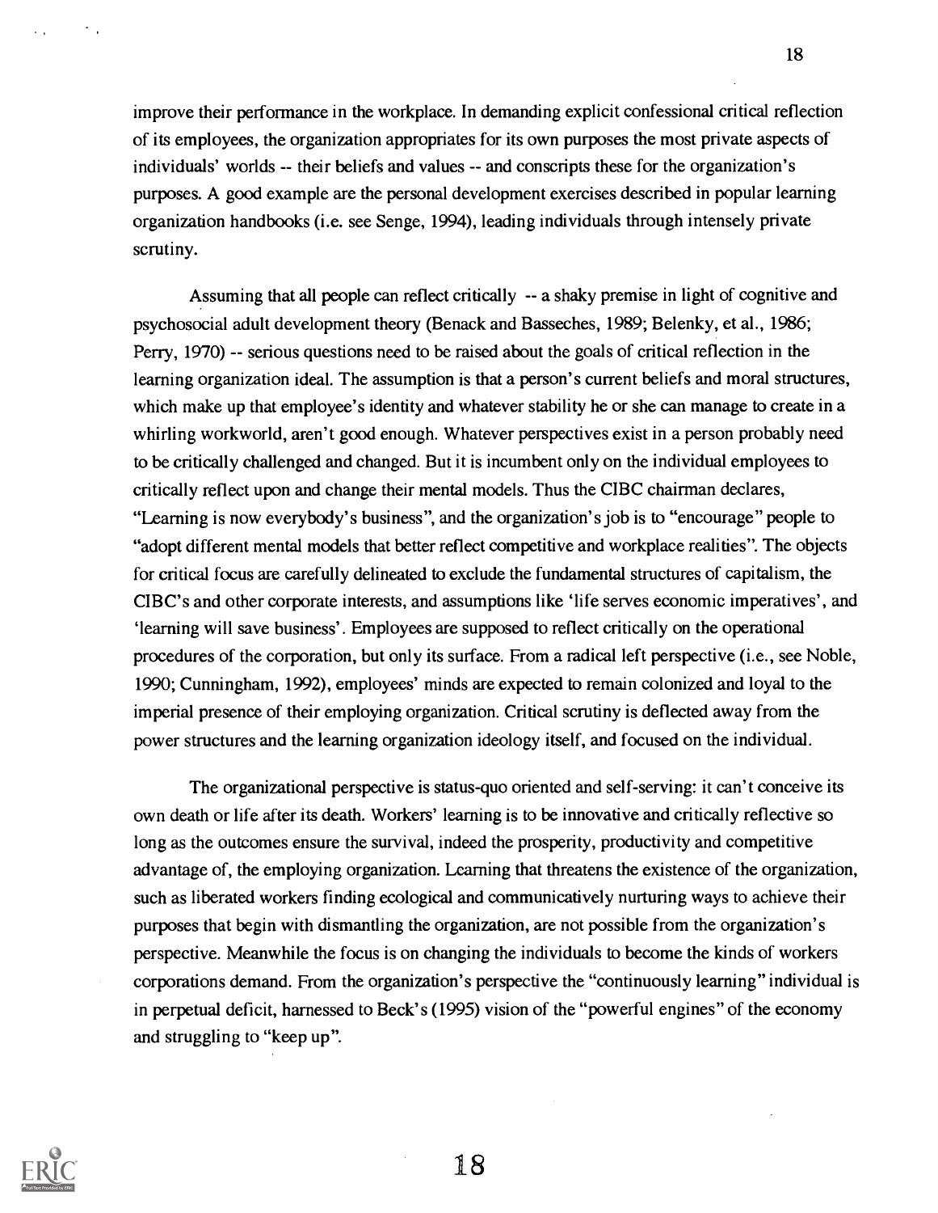improve their performance in the workplace. In demanding explicit confessional critical reflection of its employees, the organization appropriates for its own purposes the most private aspects of individuals' worlds -- their beliefs and values -- and conscripts these for the organization's purposes. A good example are the personal development exercises described in popular learning organization handbooks (i.e. see Senge, 1994), leading individuals through intensely private scrutiny.

Assuming that all people can reflect critically -- a shaky premise in light of cognitive and psychosocial adult development theory (Benack and Basseches, 1989; Belenky, et al., 1986; Perry, 1970) -- serious questions need to be raised about the goals of critical reflection in the learning organization ideal. The assumption is that a person's current beliefs and moral structures, which make up that employee's identity and whatever stability he or she can manage to create in a whirling workworld, aren't good enough. Whatever perspectives exist in a person probably need to be critically challenged and changed. But it is incumbent only on the individual employees to critically reflect upon and change their mental models. Thus the CIBC chairman declares, "Learning is now everybody's business", and the organization's job is to "encourage" people to "adopt different mental models that better reflect competitive and workplace realities". The objects for critical focus are carefully delineated to exclude the fundamental structures of capitalism, the CIBC's and other corporate interests, and assumptions like 'life serves economic imperatives', and 'learning will save business'. Employees are supposed to reflect critically on the operational procedures of the corporation, but only its surface. From a radical left perspective (i.e., see Noble, 1990; Cunningham, 1992), employees' minds are expected to remain colonized and loyal to the imperial presence of their employing organization. Critical scrutiny is deflected away from the power structures and the learning organization ideology itself, and focused on the individual.

The organizational perspective is status-quo oriented and self-serving: it can't conceive its own death or life after its death. Workers' learning is to be innovative and critically reflective so long as the outcomes ensure the survival, indeed the prosperity, productivity and competitive advantage of, the employing organization. Learning that threatens the existence of the organization, such as liberated workers finding ecological and communicatively nurturing ways to achieve their purposes that begin with dismantling the organization, are not possible from the organization's perspective. Meanwhile the focus is on changing the individuals to become the kinds of workers corporations demand. From the organization's perspective the "continuously learning" individual is in perpetual deficit, harnessed to Beck's (1995) vision of the "powerful engines" of the economy and struggling to "keep up".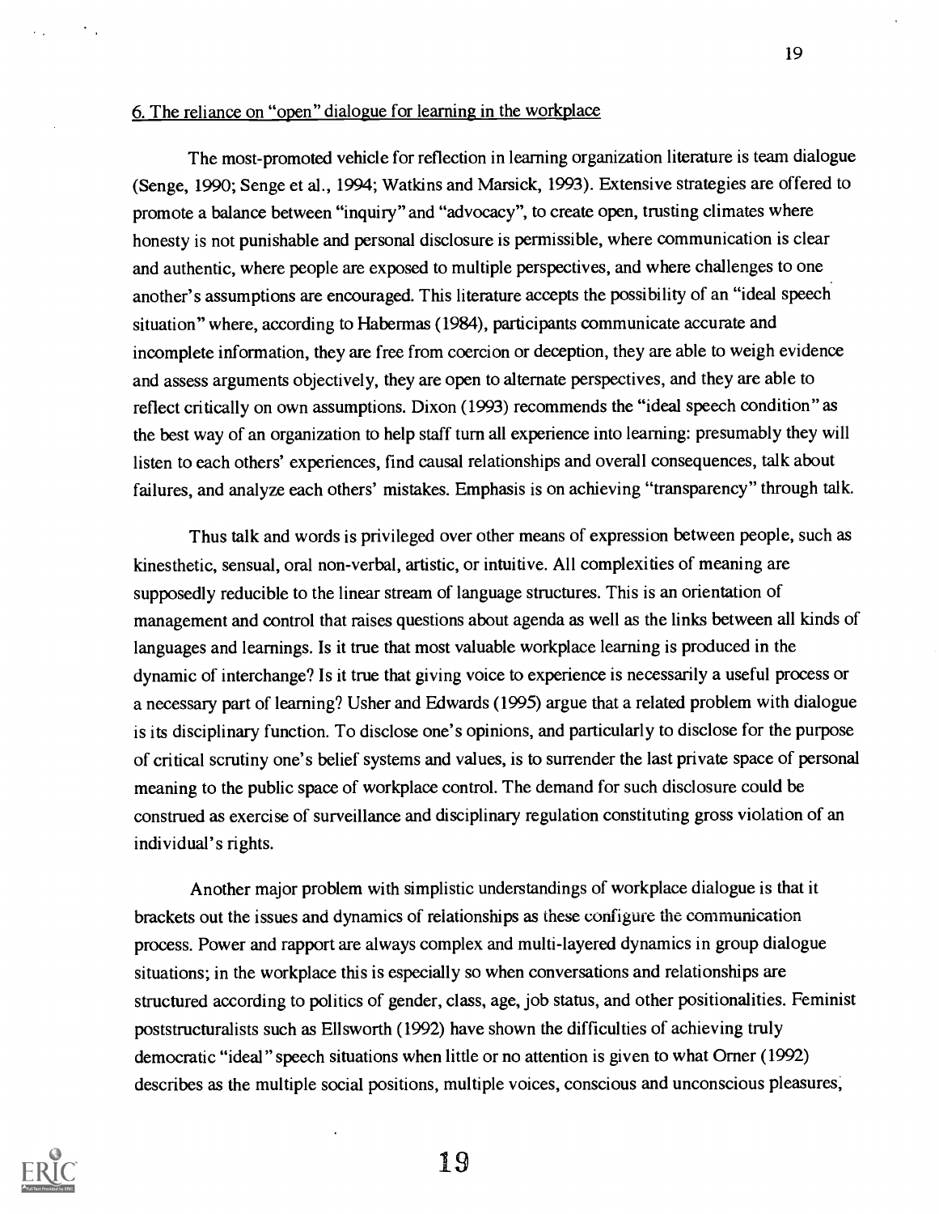6. The reliance on "open" dialogue for learning in the workplace

The most-promoted vehicle for reflection in learning organization literature is team dialogue (Senge, 1990; Senge et al., 1994; Watkins and Marsick, 1993). Extensive strategies are offered to promote a balance between "inquiry" and "advocacy", to create open, trusting climates where honesty is not punishable and personal disclosure is permissible, where communication is clear and authentic, where people are exposed to multiple perspectives, and where challenges to one another's assumptions are encouraged. This literature accepts the possibility of an "ideal speech situation" where, according to Habermas (1984), participants communicate accurate and incomplete information, they are free from coercion or deception, they are able to weigh evidence and assess arguments objectively, they are open to alternate perspectives, and they are able to reflect critically on own assumptions. Dixon (1993) recommends the "ideal speech condition" as the best way of an organization to help staff turn all experience into learning: presumably they will listen to each others' experiences, find causal relationships and overall consequences, talk about failures, and analyze each others' mistakes. Emphasis is on achieving "transparency" through talk.

Thus talk and words is privileged over other means of expression between people, such as kinesthetic, sensual, oral non-verbal, artistic, or intuitive. All complexities of meaning are supposedly reducible to the linear stream of language structures. This is an orientation of management and control that raises questions about agenda as well as the links between all kinds of languages and learnings. Is it true that most valuable workplace learning is produced in the dynamic of interchange? Is it true that giving voice to experience is necessarily a useful process or a necessary part of learning? Usher and Edwards (1995) argue that a related problem with dialogue is its disciplinary function. To disclose one's opinions, and particularly to disclose for the purpose of critical scrutiny one's belief systems and values, is to surrender the last private space of personal meaning to the public space of workplace control. The demand for such disclosure could be construed as exercise of surveillance and disciplinary regulation constituting gross violation of an individual's rights.

Another major problem with simplistic understandings of workplace dialogue is that it brackets out the issues and dynamics of relationships as these configure the communication process. Power and rapport are always complex and multi-layered dynamics in group dialogue situations; in the workplace this is especially so when conversations and relationships are structured according to politics of gender, class, age, job status, and other positionalities. Feminist poststructuralists such as Ellsworth (1992) have shown the difficulties of achieving truly democratic "ideal" speech situations when little or no attention is given to what Orner (1992) describes as the multiple social positions, multiple voices, conscious and unconscious pleasures,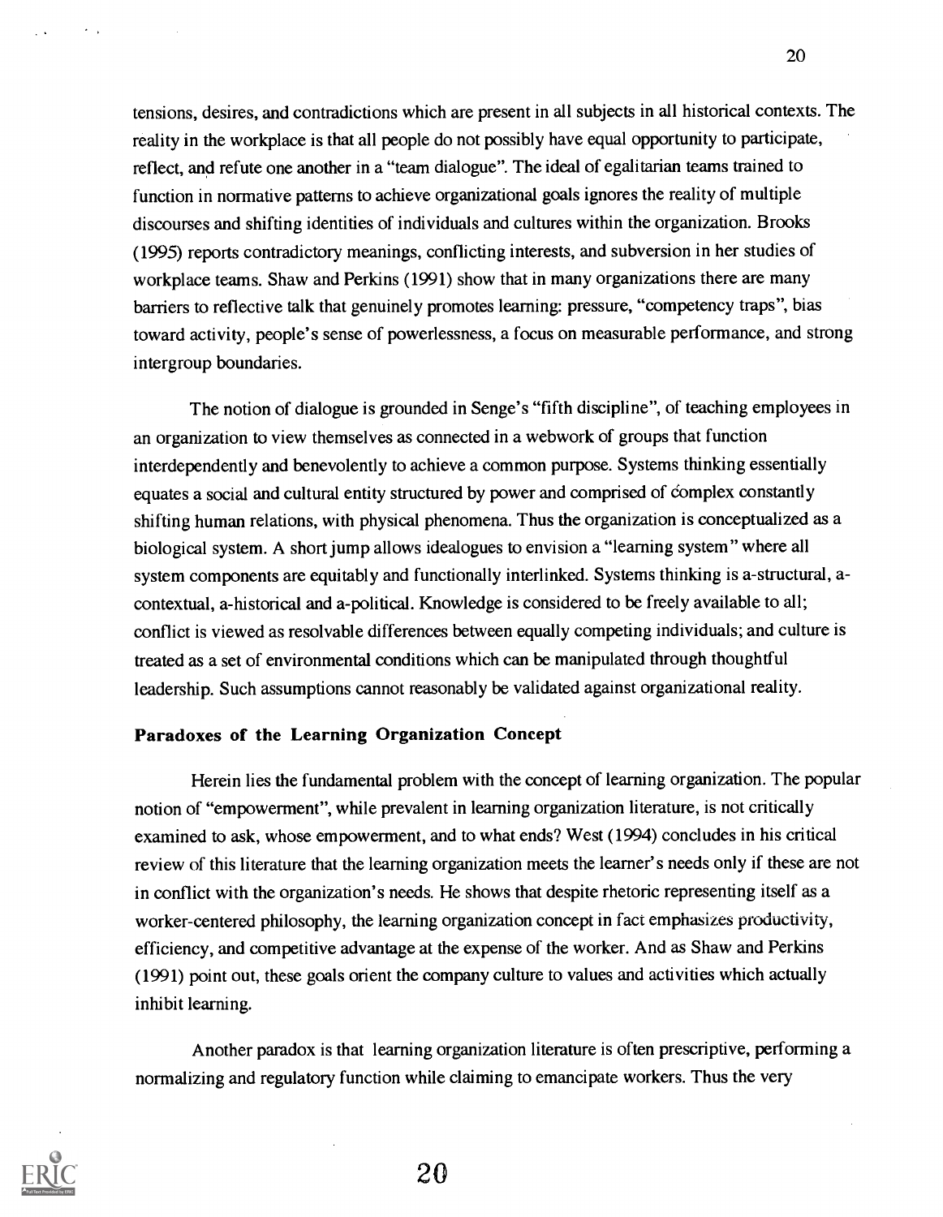tensions, desires, and contradictions which are present in all subjects in all historical contexts. The reality in the workplace is that all people do not possibly have equal opportunity to participate, reflect, and refute one another in a "team dialogue". The ideal of egalitarian teams trained to function in normative patterns to achieve organizational goals ignores the reality of multiple discourses and shifting identities of individuals and cultures within the organization. Brooks (1995) reports contradictory meanings, conflicting interests, and subversion in her studies of workplace teams. Shaw and Perkins (1991) show that in many organizations there are many barriers to reflective talk that genuinely promotes learning: pressure, "competency traps", bias toward activity, people's sense of powerlessness, a focus on measurable performance, and strong intergroup boundaries.

The notion of dialogue is grounded in Senge's "fifth discipline", of teaching employees in an organization to view themselves as connected in a webwork of groups that function interdependently and benevolently to achieve a common purpose. Systems thinking essentially equates a social and cultural entity structured by power and comprised of complex constantly shifting human relations, with physical phenomena. Thus the organization is conceptualized as a biological system. A short jump allows idealogues to envision a "learning system" where all system components are equitably and functionally interlinked. Systems thinking is a-structural, a-contextual, a-historical and a-political. Knowledge is considered to be freely available to all; conflict is viewed as resolvable differences between equally competing individuals; and culture is treated as a set of environmental conditions which can be manipulated through thoughtful leadership. Such assumptions cannot reasonably be validated against organizational reality.

### Paradoxes of the Learning Organization Concept

Herein lies the fundamental problem with the concept of learning organization. The popular notion of "empowerment", while prevalent in learning organization literature, is not critically examined to ask, whose empowerment, and to what ends? West (1994) concludes in his critical review of this literature that the learning organization meets the learner's needs only if these are not in conflict with the organization's needs. He shows that despite rhetoric representing itself as a worker-centered philosophy, the learning organization concept in fact emphasizes productivity, efficiency, and competitive advantage at the expense of the worker. And as Shaw and Perkins (1991) point out, these goals orient the company culture to values and activities which actually inhibit learning.

Another paradox is that learning organization literature is often prescriptive, performing a normalizing and regulatory function while claiming to emancipate workers. Thus the very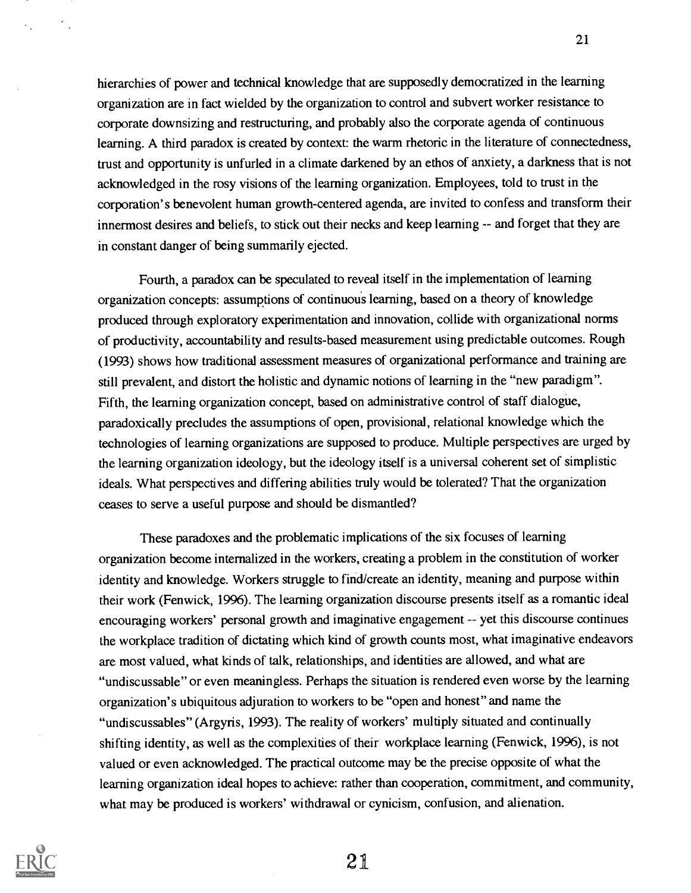hierarchies of power and technical knowledge that are supposedly democratized in the learning organization are in fact wielded by the organization to control and subvert worker resistance to corporate downsizing and restructuring, and probably also the corporate agenda of continuous learning. A third paradox is created by context: the warm rhetoric in the literature of connectedness, trust and opportunity is unfurled in a climate darkened by an ethos of anxiety, a darkness that is not acknowledged in the rosy visions of the learning organization. Employees, told to trust in the corporation's benevolent human growth-centered agenda, are invited to confess and transform their innermost desires and beliefs, to stick out their necks and keep learning -- and forget that they are in constant danger of being summarily ejected.

Fourth, a paradox can be speculated to reveal itself in the implementation of learning organization concepts: assumptions of continuous learning, based on a theory of knowledge produced through exploratory experimentation and innovation, collide with organizational norms of productivity, accountability and results-based measurement using predictable outcomes. Rough (1993) shows how traditional assessment measures of organizational performance and training are still prevalent, and distort the holistic and dynamic notions of learning in the "new paradigm". Fifth, the learning organization concept, based on administrative control of staff dialogue, paradoxically precludes the assumptions of open, provisional, relational knowledge which the technologies of learning organizations are supposed to produce. Multiple perspectives are urged by the learning organization ideology, but the ideology itself is a universal coherent set of simplistic ideals. What perspectives and differing abilities truly would be tolerated? That the organization ceases to serve a useful purpose and should be dismantled?

These paradoxes and the problematic implications of the six focuses of learning organization become internalized in the workers, creating a problem in the constitution of worker identity and knowledge. Workers struggle to find/create an identity, meaning and purpose within their work (Fenwick, 1996). The learning organization discourse presents itself as a romantic ideal encouraging workers' personal growth and imaginative engagement -- yet this discourse continues the workplace tradition of dictating which kind of growth counts most, what imaginative endeavors are most valued, what kinds of talk, relationships, and identities are allowed, and what are "undiscussable" or even meaningless. Perhaps the situation is rendered even worse by the learning organization's ubiquitous adjuration to workers to be "open and honest" and name the "undiscussables" (Argyris, 1993). The reality of workers' multiply situated and continually shifting identity, as well as the complexities of their workplace learning (Fenwick, 1996), is not valued or even acknowledged. The practical outcome may be the precise opposite of what the learning organization ideal hopes to achieve: rather than cooperation, commitment, and community, what may be produced is workers' withdrawal or cynicism, confusion, and alienation.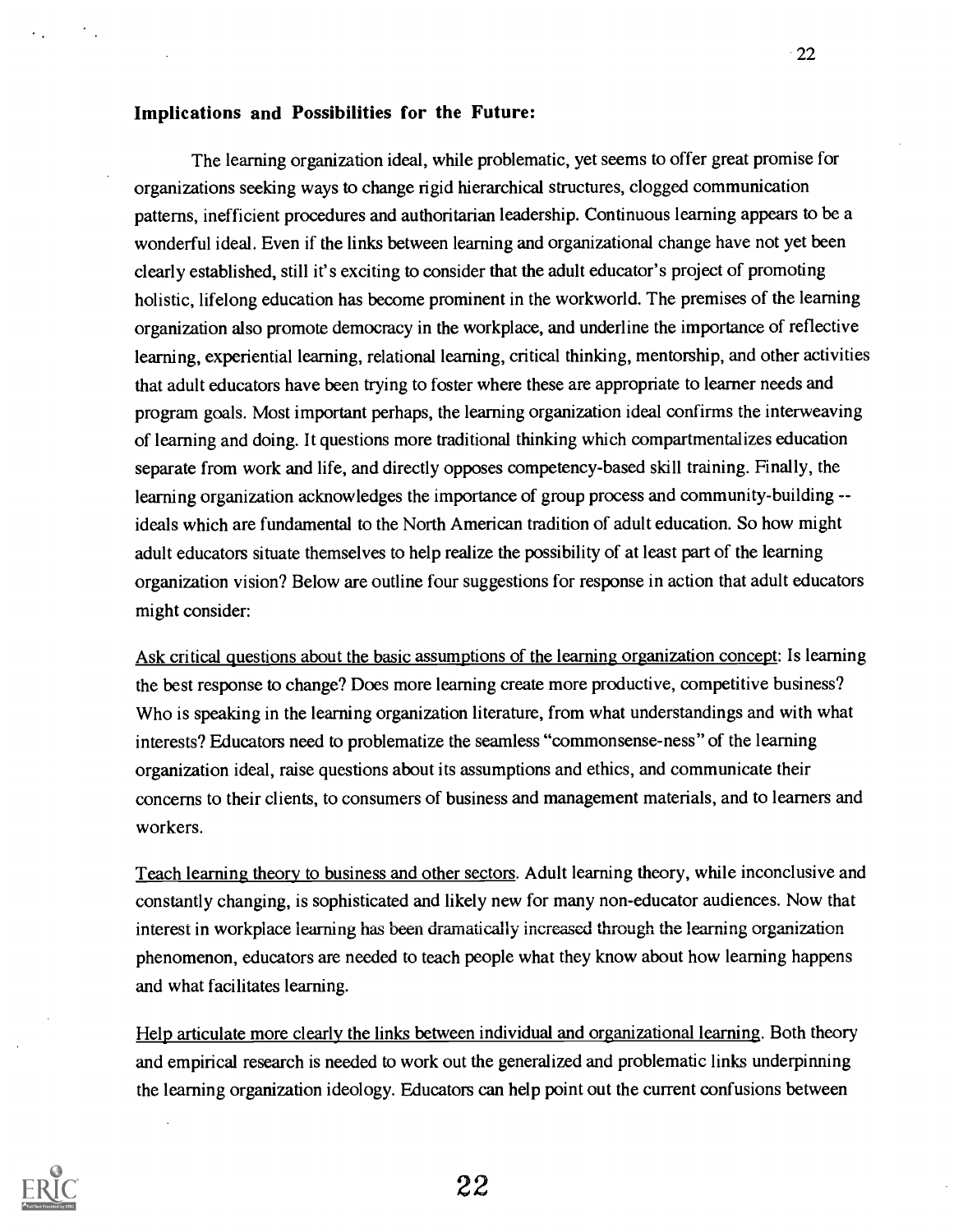**Implications and Possibilities for the Future:**

The learning organization ideal, while problematic, yet seems to offer great promise for organizations seeking ways to change rigid hierarchical structures, clogged communication patterns, inefficient procedures and authoritarian leadership. Continuous learning appears to be a wonderful ideal. Even if the links between learning and organizational change have not yet been clearly established, still it's exciting to consider that the adult educator's project of promoting holistic, lifelong education has become prominent in the workworld. The premises of the learning organization also promote democracy in the workplace, and underline the importance of reflective learning, experiential learning, relational learning, critical thinking, mentorship, and other activities that adult educators have been trying to foster where these are appropriate to learner needs and program goals. Most important perhaps, the learning organization ideal confirms the interweaving of learning and doing. It questions more traditional thinking which compartmentalizes education separate from work and life, and directly opposes competency-based skill training. Finally, the learning organization acknowledges the importance of group process and community-building -- ideals which are fundamental to the North American tradition of adult education. So how might adult educators situate themselves to help realize the possibility of at least part of the learning organization vision? Below are outline four suggestions for response in action that adult educators might consider:

Ask critical questions about the basic assumptions of the learning organization concept: Is learning the best response to change? Does more learning create more productive, competitive business? Who is speaking in the learning organization literature, from what understandings and with what interests? Educators need to problematize the seamless "commonsense-ness" of the learning organization ideal, raise questions about its assumptions and ethics, and communicate their concerns to their clients, to consumers of business and management materials, and to learners and workers.

Teach learning theory to business and other sectors. Adult learning theory, while inconclusive and constantly changing, is sophisticated and likely new for many non-educator audiences. Now that interest in workplace learning has been dramatically increased through the learning organization phenomenon, educators are needed to teach people what they know about how learning happens and what facilitates learning.

Help articulate more clearly the links between individual and organizational learning. Both theory and empirical research is needed to work out the generalized and problematic links underpinning the learning organization ideology. Educators can help point out the current confusions between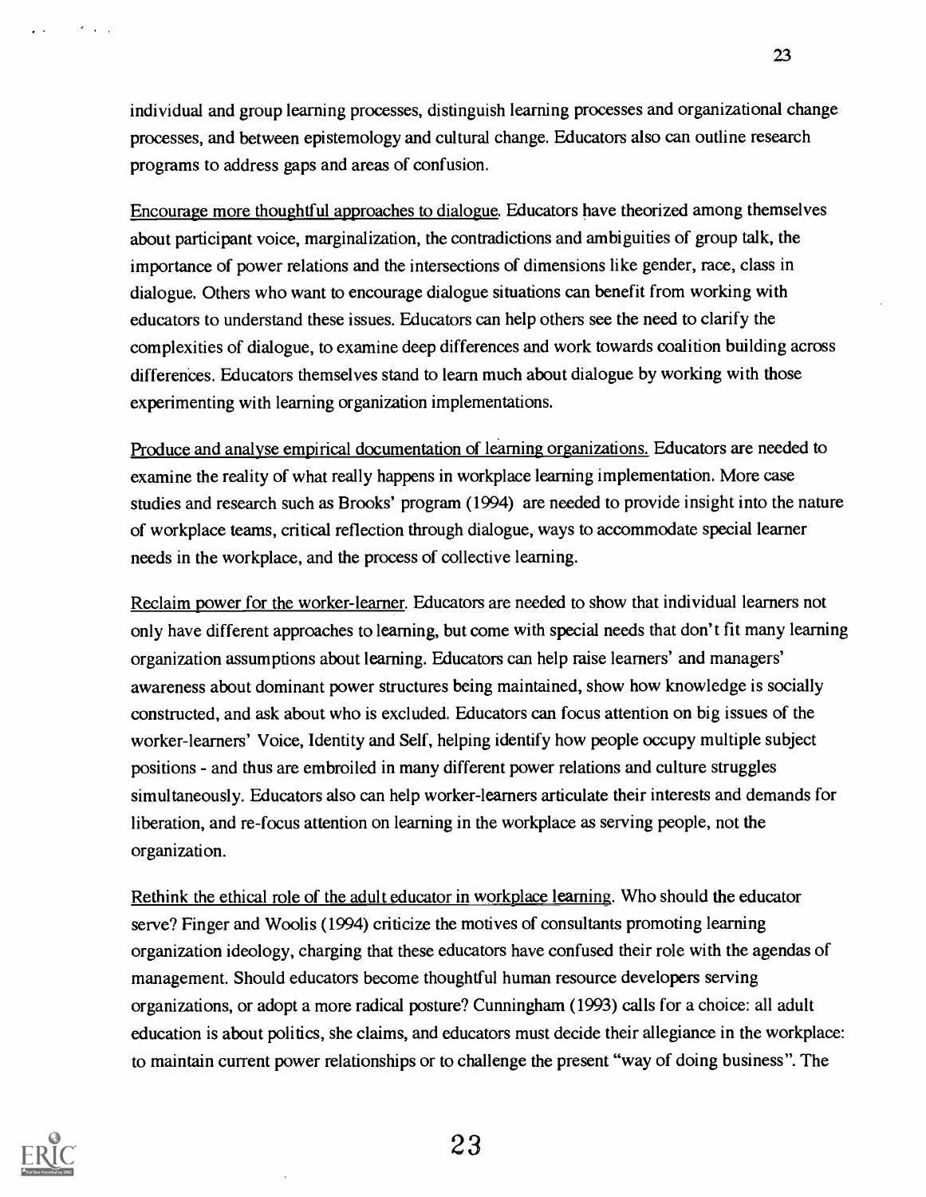individual and group learning processes, distinguish learning processes and organizational change processes, and between epistemology and cultural change. Educators also can outline research programs to address gaps and areas of confusion.

Encourage more thoughtful approaches to dialogue. Educators have theorized among themselves about participant voice, marginalization, the contradictions and ambiguities of group talk, the importance of power relations and the intersections of dimensions like gender, race, class in dialogue. Others who want to encourage dialogue situations can benefit from working with educators to understand these issues. Educators can help others see the need to clarify the complexities of dialogue, to examine deep differences and work towards coalition building across differences. Educators themselves stand to learn much about dialogue by working with those experimenting with learning organization implementations.

Produce and analyse empirical documentation of learning organizations. Educators are needed to examine the reality of what really happens in workplace learning implementation. More case studies and research such as Brooks' program (1994) are needed to provide insight into the nature of workplace teams, critical reflection through dialogue, ways to accommodate special learner needs in the workplace, and the process of collective learning.

Reclaim power for the worker-learner. Educators are needed to show that individual learners not only have different approaches to learning, but come with special needs that don't fit many learning organization assumptions about learning. Educators can help raise learners' and managers' awareness about dominant power structures being maintained, show how knowledge is socially constructed, and ask about who is excluded. Educators can focus attention on big issues of the worker-learners' Voice, Identity and Self, helping identify how people occupy multiple subject positions - and thus are embroiled in many different power relations and culture struggles simultaneously. Educators also can help worker-learners articulate their interests and demands for liberation, and re-focus attention on learning in the workplace as serving people, not the organization.

Rethink the ethical role of the adult educator in workplace learning. Who should the educator serve? Finger and Woolis (1994) criticize the motives of consultants promoting learning organization ideology, charging that these educators have confused their role with the agendas of management. Should educators become thoughtful human resource developers serving organizations, or adopt a more radical posture? Cunningham (1993) calls for a choice: all adult education is about politics, she claims, and educators must decide their allegiance in the workplace: to maintain current power relationships or to challenge the present "way of doing business". The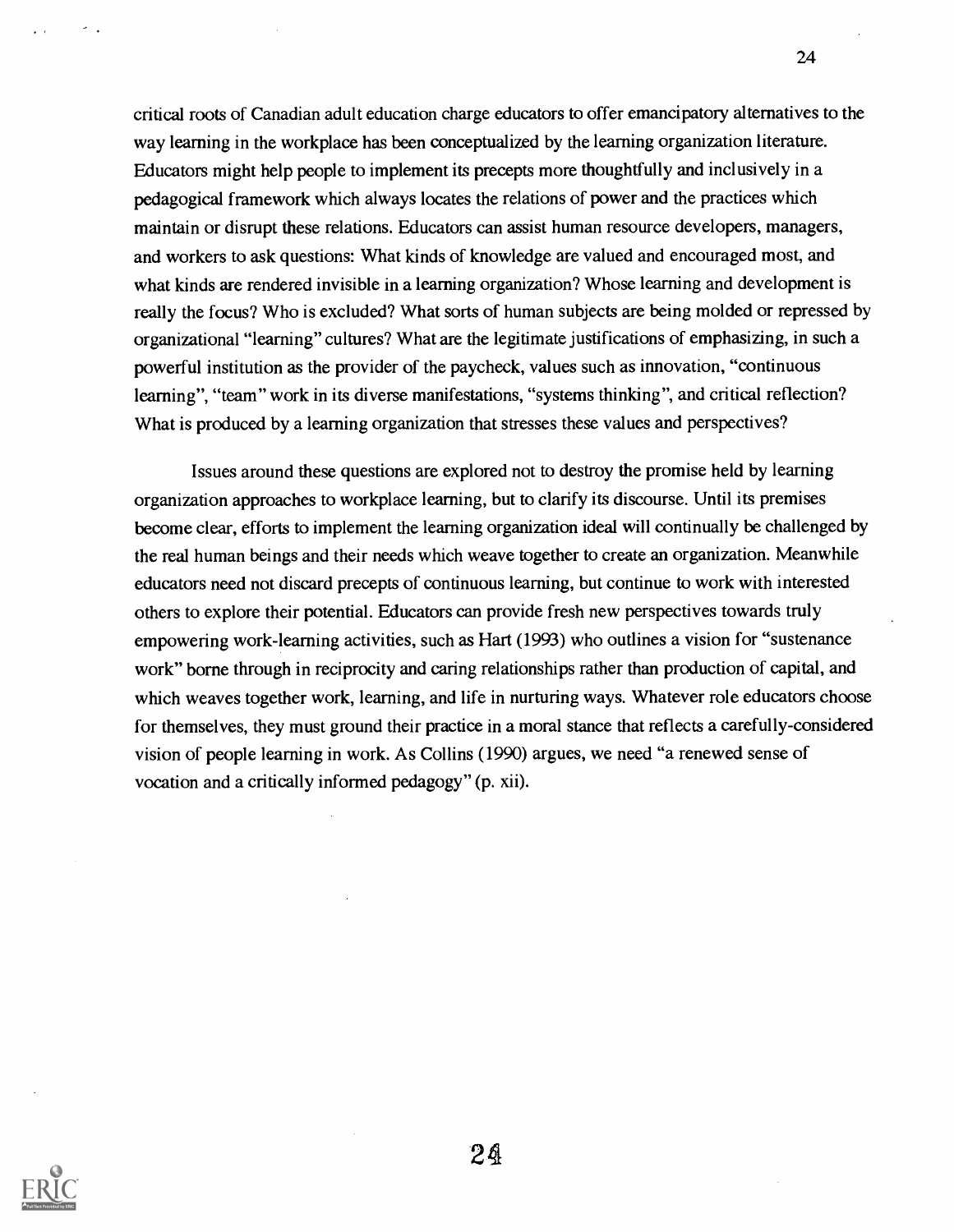critical roots of Canadian adult education charge educators to offer emancipatory alternatives to the way learning in the workplace has been conceptualized by the learning organization literature. Educators might help people to implement its precepts more thoughtfully and inclusively in a pedagogical framework which always locates the relations of power and the practices which maintain or disrupt these relations. Educators can assist human resource developers, managers, and workers to ask questions: What kinds of knowledge are valued and encouraged most, and what kinds are rendered invisible in a learning organization? Whose learning and development is really the focus? Who is excluded? What sorts of human subjects are being molded or repressed by organizational "learning" cultures? What are the legitimate justifications of emphasizing, in such a powerful institution as the provider of the paycheck, values such as innovation, "continuous learning", "team" work in its diverse manifestations, "systems thinking", and critical reflection? What is produced by a learning organization that stresses these values and perspectives?

Issues around these questions are explored not to destroy the promise held by learning organization approaches to workplace learning, but to clarify its discourse. Until its premises become clear, efforts to implement the learning organization ideal will continually be challenged by the real human beings and their needs which weave together to create an organization. Meanwhile educators need not discard precepts of continuous learning, but continue to work with interested others to explore their potential. Educators can provide fresh new perspectives towards truly empowering work-learning activities, such as Hart (1993) who outlines a vision for "sustenance work" borne through in reciprocity and caring relationships rather than production of capital, and which weaves together work, learning, and life in nurturing ways. Whatever role educators choose for themselves, they must ground their practice in a moral stance that reflects a carefully-considered vision of people learning in work. As Collins (1990) argues, we need "a renewed sense of vocation and a critically informed pedagogy" (p. xii).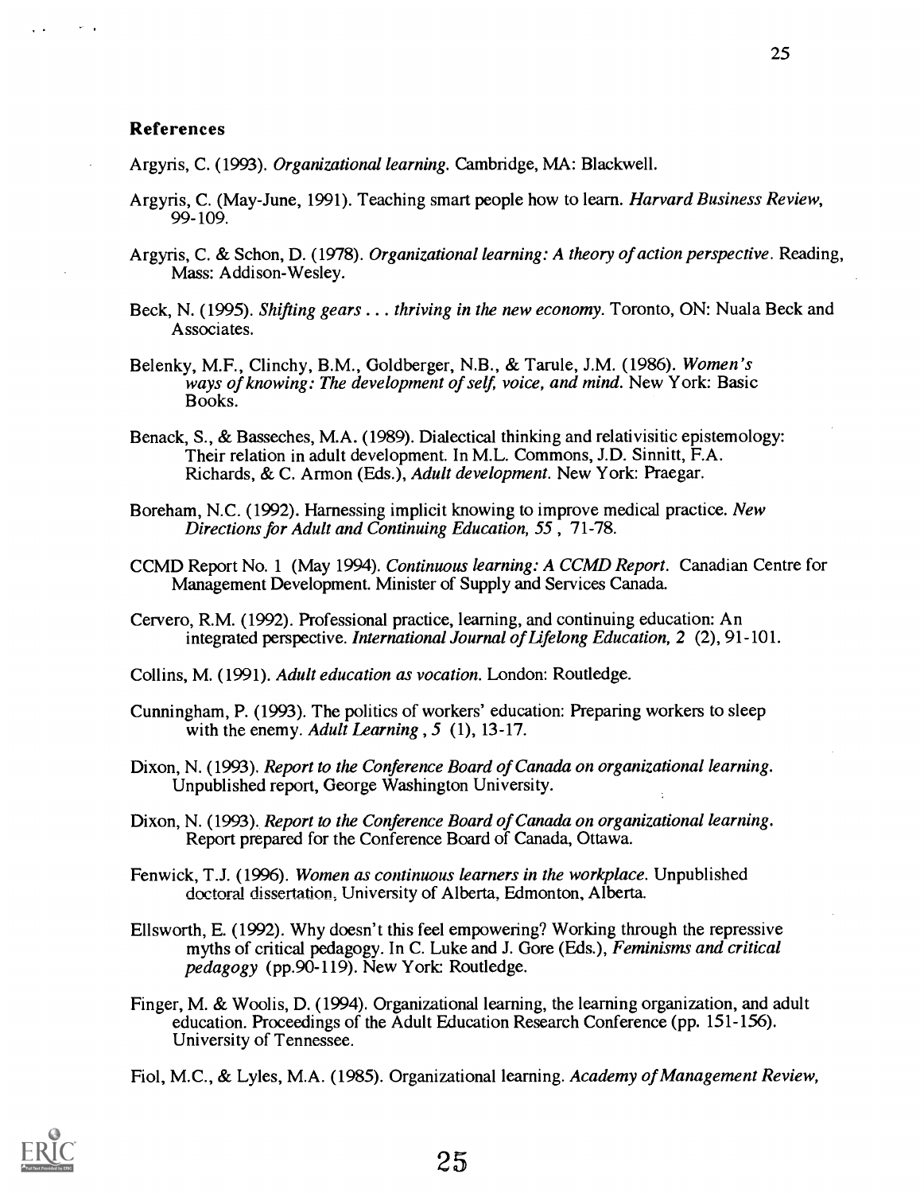## References

Argyris, C. (1993). *Organizational learning.* Cambridge, MA: Blackwell.

Argyris, C. (May-June, 1991). Teaching smart people how to learn. *Harvard Business Review,* 99-109.

Argyris, C. & Schon, D. (1978). *Organizational learning: A theory of action perspective.* Reading, Mass: Addison-Wesley.

Beck, N. (1995). *Shifting gears . . . thriving in the new economy.* Toronto, ON: Nuala Beck and Associates.

Belenky, M.F., Clinchy, B.M., Goldberger, N.B., & Tarule, J.M. (1986). *Women's ways of knowing: The development of self, voice, and mind.* New York: Basic Books.

Benack, S., & Basseches, M.A. (1989). Dialectical thinking and relativisitic epistemology: Their relation in adult development. In M.L. Commons, J.D. Sinnitt, F.A. Richards, & C. Armon (Eds.), *Adult development.* New York: Praegar.

Boreham, N.C. (1992). Harnessing implicit knowing to improve medical practice. *New Directions for Adult and Continuing Education, 55* , 71-78.

CCMD Report No. 1 (May 1994). *Continuous learning: A CCMD Report.* Canadian Centre for Management Development. Minister of Supply and Services Canada.

Cervero, R.M. (1992). Professional practice, learning, and continuing education: An integrated perspective. *International Journal of Lifelong Education, 2* (2), 91-101.

Collins, M. (1991). *Adult education as vocation.* London: Routledge.

Cunningham, P. (1993). The politics of workers' education: Preparing workers to sleep with the enemy. *Adult Learning* , *5* (1), 13-17.

Dixon, N. (1993). *Report to the Conference Board of Canada on organizational learning.* Unpublished report, George Washington University.

Dixon, N. (1993). *Report to the Conference Board of Canada on organizational learning.* Report prepared for the Conference Board of Canada, Ottawa.

Fenwick, T.J. (1996). *Women as continuous learners in the workplace.* Unpublished doctoral dissertation, University of Alberta, Edmonton, Alberta.

Ellsworth, E. (1992). Why doesn't this feel empowering? Working through the repressive myths of critical pedagogy. In C. Luke and J. Gore (Eds.), *Feminisms and critical pedagogy* (pp.90-119). New York: Routledge.

Finger, M. & Woolis, D. (1994). Organizational learning, the learning organization, and adult education. Proceedings of the Adult Education Research Conference (pp. 151-156). University of Tennessee.

Fiol, M.C., & Lyles, M.A. (1985). Organizational learning. *Academy of Management Review,*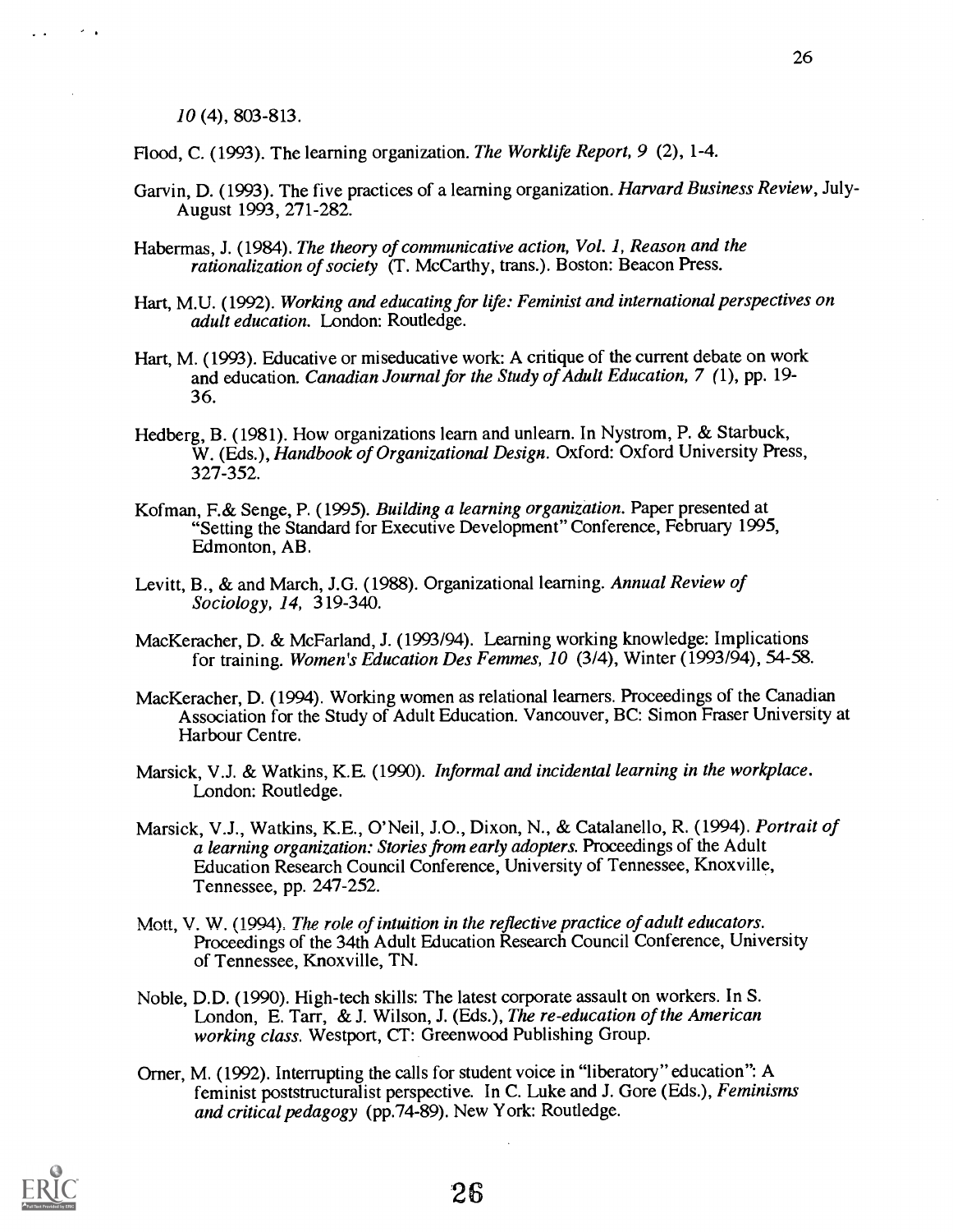*10* (4), 803-813.

Flood, C. (1993). The learning organization. *The Worklife Report, 9* (2), 1-4.

Garvin, D. (1993). The five practices of a learning organization. *Harvard Business Review*, July-August 1993, 271-282.

Habermas, J. (1984). *The theory of communicative action, Vol. 1, Reason and the rationalization of society* (T. McCarthy, trans.). Boston: Beacon Press.

Hart, M.U. (1992). *Working and educating for life: Feminist and international perspectives on adult education.* London: Routledge.

Hart, M. (1993). Educative or miseducative work: A critique of the current debate on work and education. *Canadian Journal for the Study of Adult Education, 7* (1), pp. 19-36.

Hedberg, B. (1981). How organizations learn and unlearn. In Nystrom, P. & Starbuck, W. (Eds.), *Handbook of Organizational Design*. Oxford: Oxford University Press, 327-352.

Kofman, F.& Senge, P. (1995). *Building a learning organization.* Paper presented at "Setting the Standard for Executive Development" Conference, February 1995, Edmonton, AB.

Levitt, B., & and March, J.G. (1988). Organizational learning. *Annual Review of Sociology, 14,* 319-340.

MacKeracher, D. & McFarland, J. (1993/94). Learning working knowledge: Implications for training. *Women's Education Des Femmes, 10* (3/4), Winter (1993/94), 54-58.

MacKeracher, D. (1994). Working women as relational learners. Proceedings of the Canadian Association for the Study of Adult Education. Vancouver, BC: Simon Fraser University at Harbour Centre.

Marsick, V.J. & Watkins, K.E. (1990). *Informal and incidental learning in the workplace*. London: Routledge.

Marsick, V.J., Watkins, K.E., O'Neil, J.O., Dixon, N., & Catalanello, R. (1994). *Portrait of a learning organization: Stories from early adopters.* Proceedings of the Adult Education Research Council Conference, University of Tennessee, Knoxville, Tennessee, pp. 247-252.

Mott, V. W. (1994). *The role of intuition in the reflective practice of adult educators.* Proceedings of the 34th Adult Education Research Council Conference, University of Tennessee, Knoxville, TN.

Noble, D.D. (1990). High-tech skills: The latest corporate assault on workers. In S. London, E. Tarr, & J. Wilson, J. (Eds.), *The re-education of the American working class.* Westport, CT: Greenwood Publishing Group.

Orner, M. (1992). Interrupting the calls for student voice in "liberatory" education": A feminist poststructuralist perspective. In C. Luke and J. Gore (Eds.), *Feminisms and critical pedagogy* (pp.74-89). New York: Routledge.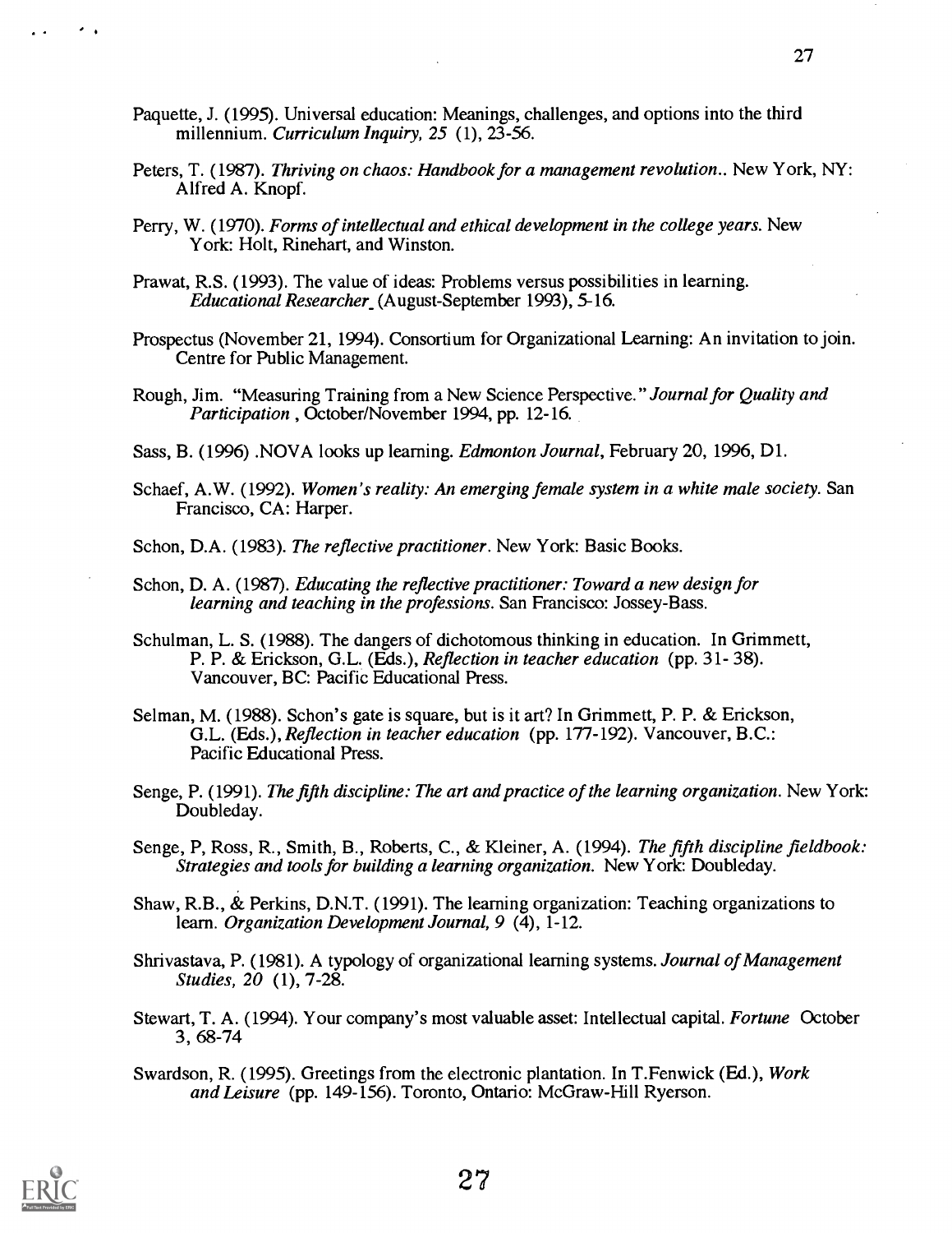Paquette, J. (1995). Universal education: Meanings, challenges, and options into the third millennium. *Curriculum Inquiry, 25* (1), 23-56.

Peters, T. (1987). *Thriving on chaos: Handbook for a management revolution.*. New York, NY: Alfred A. Knopf.

Perry, W. (1970). *Forms of intellectual and ethical development in the college years.* New York: Holt, Rinehart, and Winston.

Prawat, R.S. (1993). The value of ideas: Problems versus possibilities in learning. *Educational Researcher* (August-September 1993), 5-16.

Prospectus (November 21, 1994). Consortium for Organizational Learning: An invitation to join. Centre for Public Management.

Rough, Jim. "Measuring Training from a New Science Perspective." *Journal for Quality and Participation* , October/November 1994, pp. 12-16.

Sass, B. (1996) .NOVA looks up learning. *Edmonton Journal*, February 20, 1996, D1.

Schaef, A.W. (1992). *Women's reality: An emerging female system in a white male society.* San Francisco, CA: Harper.

Schon, D.A. (1983). *The reflective practitioner*. New York: Basic Books.

Schon, D. A. (1987). *Educating the reflective practitioner: Toward a new design for learning and teaching in the professions.* San Francisco: Jossey-Bass.

Schulman, L. S. (1988). The dangers of dichotomous thinking in education. In Grimmett, P. P. & Erickson, G.L. (Eds.), *Reflection in teacher education* (pp. 31- 38). Vancouver, BC: Pacific Educational Press.

Selman, M. (1988). Schon's gate is square, but is it art? In Grimmett, P. P. & Erickson, G.L. (Eds.), *Reflection in teacher education* (pp. 177-192). Vancouver, B.C.: Pacific Educational Press.

Senge, P. (1991). *The fifth discipline: The art and practice of the learning organization.* New York: Doubleday.

Senge, P, Ross, R., Smith, B., Roberts, C., & Kleiner, A. (1994). *The fifth discipline fieldbook: Strategies and tools for building a learning organization.* New York: Doubleday.

Shaw, R.B., & Perkins, D.N.T. (1991). The learning organization: Teaching organizations to learn. *Organization Development Journal, 9* (4), 1-12.

Shrivastava, P. (1981). A typology of organizational learning systems. *Journal of Management Studies, 20* (1), 7-28.

Stewart, T. A. (1994). Your company's most valuable asset: Intellectual capital. *Fortune* October 3, 68-74

Swardson, R. (1995). Greetings from the electronic plantation. In T.Fenwick (Ed.), *Work and Leisure* (pp. 149-156). Toronto, Ontario: McGraw-Hill Ryerson.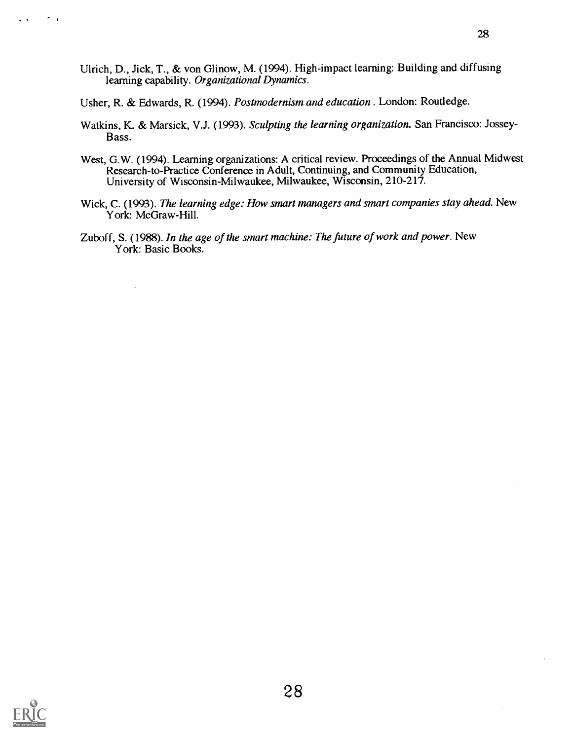Ulrich, D., Jick, T., & von Glinow, M. (1994). High-impact learning: Building and diffusing learning capability. *Organizational Dynamics*.

Usher, R. & Edwards, R. (1994). *Postmodernism and education*. London: Routledge.

Watkins, K. & Marsick, V.J. (1993). *Sculpting the learning organization.* San Francisco: Jossey-Bass.

West, G.W. (1994). Learning organizations: A critical review. Proceedings of the Annual Midwest Research-to-Practice Conference in Adult, Continuing, and Community Education, University of Wisconsin-Milwaukee, Milwaukee, Wisconsin, 210-217.

Wick, C. (1993). *The learning edge: How smart managers and smart companies stay ahead.* New York: McGraw-Hill.

Zuboff, S. (1988). *In the age of the smart machine: The future of work and power*. New York: Basic Books.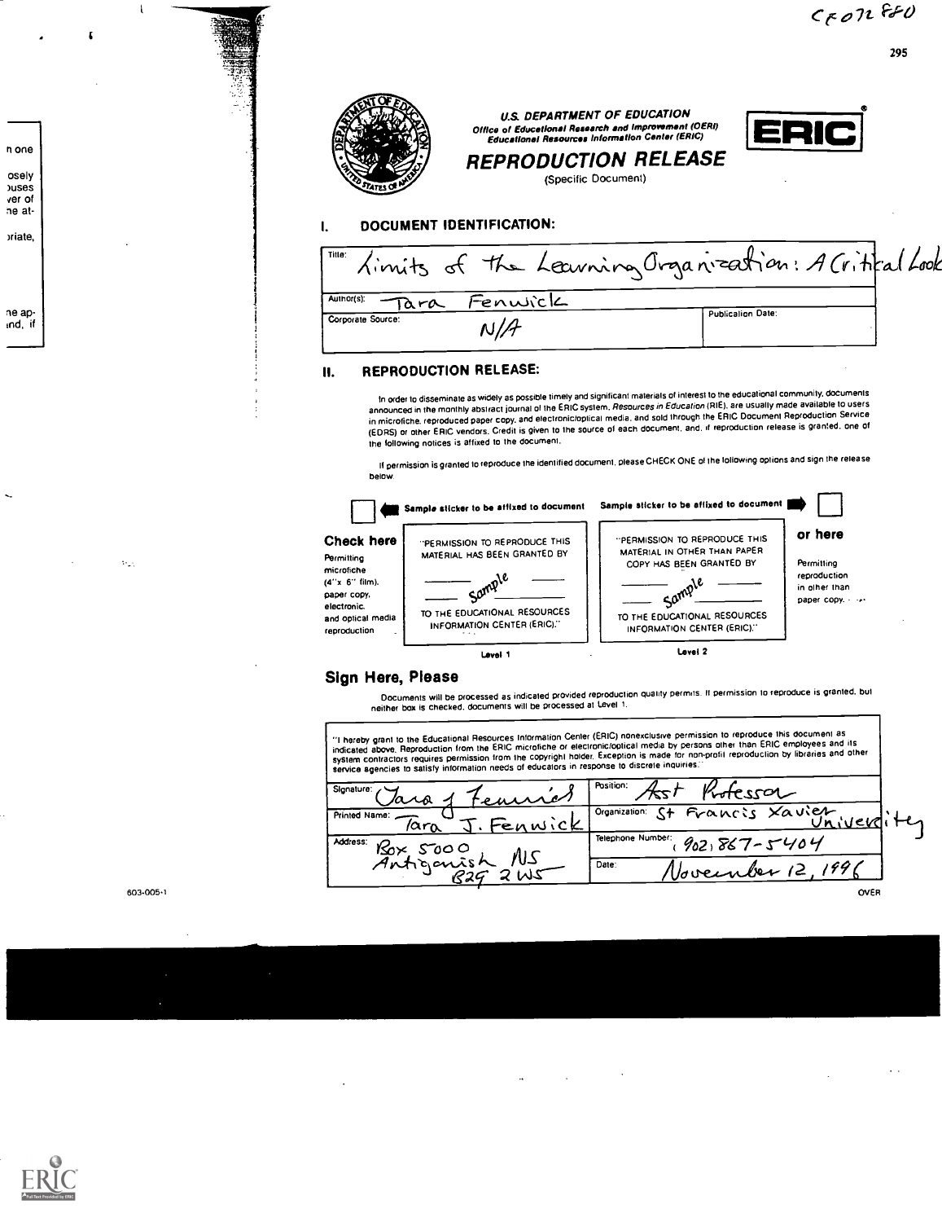CE 072 880

# U.S. DEPARTMENT OF EDUCATION

**Office of Educational Research and Improvement (OERI)**
**Educational Resources Information Center (ERIC)**

# REPRODUCTION RELEASE

(Specific Document)

## I. DOCUMENT IDENTIFICATION:

Title: Limits of the Learning Organization: A Critical Look

Author(s): Tara Fenwick

Corporate Source: N/A

Publication Date:

## II. REPRODUCTION RELEASE:

In order to disseminate as widely as possible timely and significant materials of interest to the educational community, documents announced in the monthly abstract journal of the ERIC system, *Resources in Education* (RIE), are usually made available to users in microfiche, reproduced paper copy, and electronic/optical media, and sold through the ERIC Document Reproduction Service (EDRS) or other ERIC vendors. Credit is given to the source of each document, and, if reproduction release is granted, one of the following notices is affixed to the document.

If permission is granted to reproduce the identified document, please CHECK ONE of the following options and sign the release below.

| Sample sticker to be affixed to document | Sample sticker to be affixed to document |
| --- | --- |
| **Check here** Permitting microfiche (4"x 6" film), paper copy, electronic, and optical media reproduction | **or here** Permitting reproduction in other than paper copy. |
| "PERMISSION TO REPRODUCE THIS MATERIAL HAS BEEN GRANTED BY ____ Sample ____ TO THE EDUCATIONAL RESOURCES INFORMATION CENTER (ERIC)." | "PERMISSION TO REPRODUCE THIS MATERIAL IN OTHER THAN PAPER COPY HAS BEEN GRANTED BY ____ Sample ____ TO THE EDUCATIONAL RESOURCES INFORMATION CENTER (ERIC)." |
| Level 1 | Level 2 |

## Sign Here, Please

Documents will be processed as indicated provided reproduction quality permits. If permission to reproduce is granted, but neither box is checked, documents will be processed at Level 1.

"I hereby grant to the Educational Resources Information Center (ERIC) nonexclusive permission to reproduce this document as indicated above. Reproduction from the ERIC microfiche or electronic/optical media by persons other than ERIC employees and its system contractors requires permission from the copyright holder. Exception is made for non-profit reproduction by libraries and other service agencies to satisfy information needs of educators in response to discrete inquiries."

| | |
| --- | --- |
| Signature: Tara J Fenwick | Position: Asst Professor |
| Printed Name: Tara J. Fenwick | Organization: St Francis Xavier University |
| Address: Box 5000 Antigonish NS B2G 2W5 | Telephone Number: (902) 867-5404 |
| | Date: November 12, 1996 |

603-005-1

OVER